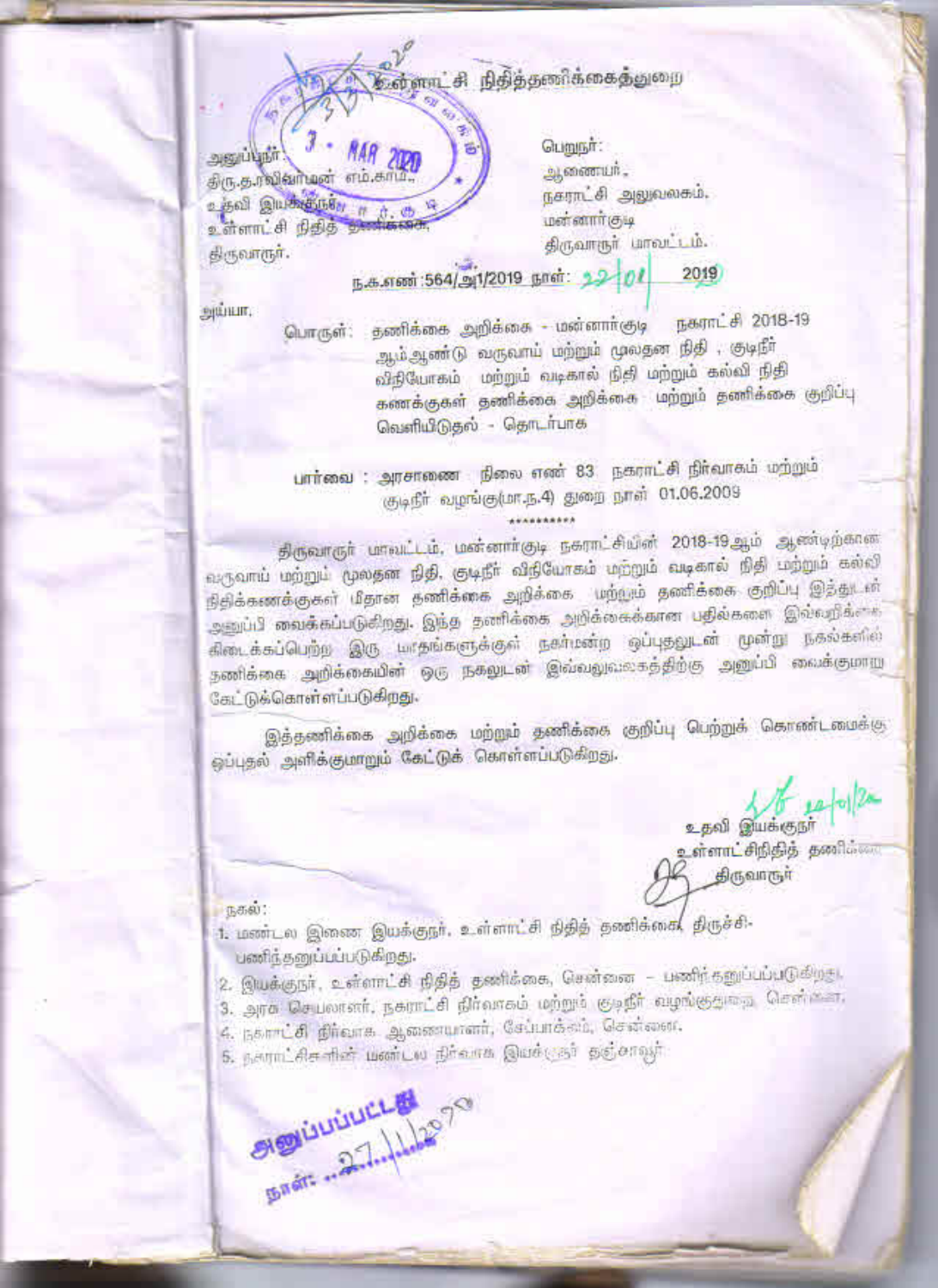உள்ளாட்சி நிதித்தணிக்கைத்துறை

அனுப்புநர்:
திரு.த.ரவிசங்கர் எம்.காம்.,
உதவி இயக்குநர்,
உள்ளாட்சி நிதித் தணிக்கை,
திருவாரூர்.

பெறுநர்:
ஆணையர்,
நகராட்சி அலுவலகம்,
மன்னார்குடி
திருவாரூர் மாவட்டம்.

ந.க.எண் :564/அ1/2019 நாள்: 22/01/2019

அய்யா,

பொருள்: தணிக்கை அறிக்கை - மன்னார்குடி நகராட்சி 2018-19 ஆம் ஆண்டு வருவாய் மற்றும் மூலதன நிதி , குடிநீர் விநியோகம் மற்றும் வடிகால் நிதி மற்றும் கல்வி நிதி கணக்குகள் தணிக்கை அறிக்கை மற்றும் தணிக்கை குறிப்பு வெளியிடுதல் - தொடர்பாக

பார்வை : அரசாணை நிலை எண் 83 நகராட்சி நிர்வாகம் மற்றும் குடிநீர் வழங்கு(மா.ந.4) துறை நாள் 01.06.2009

\*\*\*\*\*\*\*\*\*\*

திருவாரூர் மாவட்டம், மன்னார்குடி நகராட்சியின் 2018-19ஆம் ஆண்டிற்கான வருவாய் மற்றும் மூலதன நிதி, குடிநீர் விநியோகம் மற்றும் வடிகால் நிதி மற்றும் கல்வி நிதிக்கணக்குகள் மீதான தணிக்கை அறிக்கை மற்றும் தணிக்கை குறிப்பு இத்துடன் அனுப்பி வைக்கப்படுகிறது. இந்த தணிக்கை அறிக்கைக்கான பதில்களை இவ்வறிக்கை கிடைக்கப்பெற்ற இரு மாதங்களுக்குள் நகர்மன்ற ஒப்புதலுடன் மூன்று நகல்களில் தணிக்கை அறிக்கையின் ஒரு நகலுடன் இவ்வலுவலகத்திற்கு அனுப்பி வைக்குமாறு கேட்டுக்கொள்ளப்படுகிறது.

இத்தணிக்கை அறிக்கை மற்றும் தணிக்கை குறிப்பு பெற்றுக் கொண்டமைக்கு ஒப்புதல் அளிக்குமாறும் கேட்டுக் கொள்ளப்படுகிறது.

உதவி இயக்குநர்
உள்ளாட்சிநிதித் தணிக்கை
திருவாரூர்

நகல்:

1. மண்டல இணை இயக்குநர், உள்ளாட்சி நிதித் தணிக்கை, திருச்சி- பணிந்தனுப்பப்படுகிறது.
2. இயக்குநர், உள்ளாட்சி நிதித் தணிக்கை, சென்னை - பணிந்தனுப்பப்படுகிறது.
3. அரசு செயலாளர், நகராட்சி நிர்வாகம் மற்றும் குடிநீர் வழங்குதுறை, சென்னை.
4. நகராட்சி நிர்வாக ஆணையாளர், சேப்பாக்கம், சென்னை.
5. நகராட்சிகளின் மண்டல நிர்வாக இயக்குநர் தஞ்சாவூர்

அனுப்பப்பட்டது
நாள்: 27/1/2020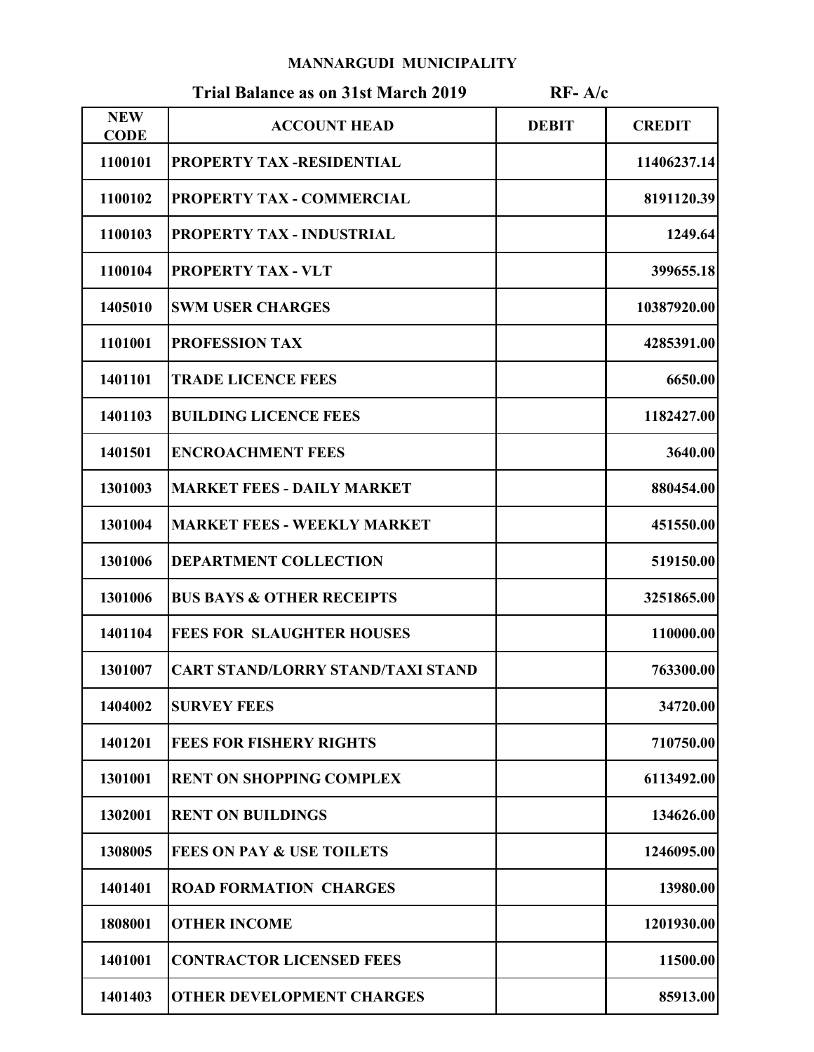**MANNARGUDI MUNICIPALITY**

**Trial Balance as on 31st March 2019 RF- A/c**

| NEW CODE | ACCOUNT HEAD | DEBIT | CREDIT |
|---|---|---|---|
| 1100101 | PROPERTY TAX -RESIDENTIAL | | 11406237.14 |
| 1100102 | PROPERTY TAX - COMMERCIAL | | 8191120.39 |
| 1100103 | PROPERTY TAX - INDUSTRIAL | | 1249.64 |
| 1100104 | PROPERTY TAX - VLT | | 399655.18 |
| 1405010 | SWM USER CHARGES | | 10387920.00 |
| 1101001 | PROFESSION TAX | | 4285391.00 |
| 1401101 | TRADE LICENCE FEES | | 6650.00 |
| 1401103 | BUILDING LICENCE FEES | | 1182427.00 |
| 1401501 | ENCROACHMENT FEES | | 3640.00 |
| 1301003 | MARKET FEES - DAILY MARKET | | 880454.00 |
| 1301004 | MARKET FEES - WEEKLY MARKET | | 451550.00 |
| 1301006 | DEPARTMENT COLLECTION | | 519150.00 |
| 1301006 | BUS BAYS & OTHER RECEIPTS | | 3251865.00 |
| 1401104 | FEES FOR SLAUGHTER HOUSES | | 110000.00 |
| 1301007 | CART STAND/LORRY STAND/TAXI STAND | | 763300.00 |
| 1404002 | SURVEY FEES | | 34720.00 |
| 1401201 | FEES FOR FISHERY RIGHTS | | 710750.00 |
| 1301001 | RENT ON SHOPPING COMPLEX | | 6113492.00 |
| 1302001 | RENT ON BUILDINGS | | 134626.00 |
| 1308005 | FEES ON PAY & USE TOILETS | | 1246095.00 |
| 1401401 | ROAD FORMATION CHARGES | | 13980.00 |
| 1808001 | OTHER INCOME | | 1201930.00 |
| 1401001 | CONTRACTOR LICENSED FEES | | 11500.00 |
| 1401403 | OTHER DEVELOPMENT CHARGES | | 85913.00 |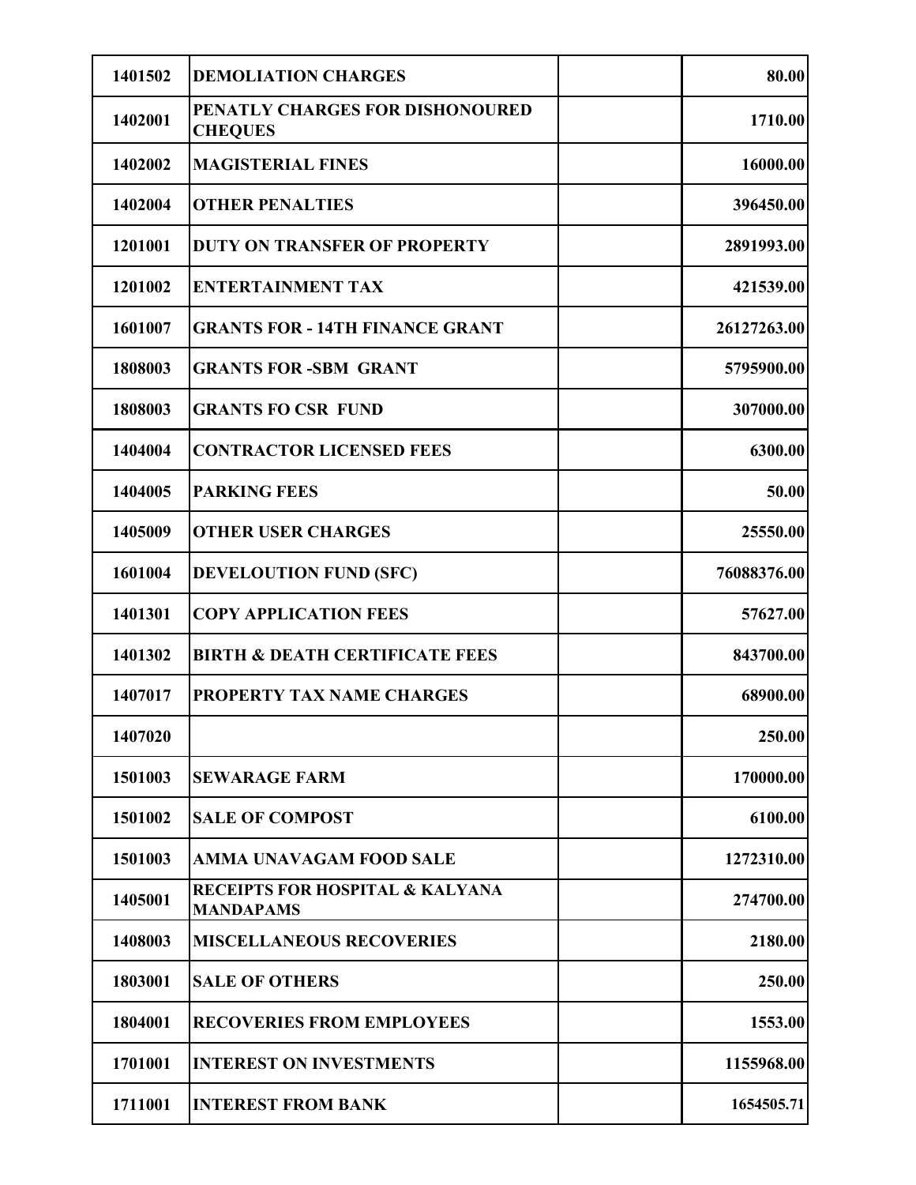| | | | |
|---|---|---|---|
| 1401502 | DEMOLIATION CHARGES | | 80.00 |
| 1402001 | PENATLY CHARGES FOR DISHONOURED CHEQUES | | 1710.00 |
| 1402002 | MAGISTERIAL FINES | | 16000.00 |
| 1402004 | OTHER PENALTIES | | 396450.00 |
| 1201001 | DUTY ON TRANSFER OF PROPERTY | | 2891993.00 |
| 1201002 | ENTERTAINMENT TAX | | 421539.00 |
| 1601007 | GRANTS FOR - 14TH FINANCE GRANT | | 26127263.00 |
| 1808003 | GRANTS FOR -SBM GRANT | | 5795900.00 |
| 1808003 | GRANTS FO CSR FUND | | 307000.00 |
| 1404004 | CONTRACTOR LICENSED FEES | | 6300.00 |
| 1404005 | PARKING FEES | | 50.00 |
| 1405009 | OTHER USER CHARGES | | 25550.00 |
| 1601004 | DEVELOUTION FUND (SFC) | | 76088376.00 |
| 1401301 | COPY APPLICATION FEES | | 57627.00 |
| 1401302 | BIRTH & DEATH CERTIFICATE FEES | | 843700.00 |
| 1407017 | PROPERTY TAX NAME CHARGES | | 68900.00 |
| 1407020 | | | 250.00 |
| 1501003 | SEWARAGE FARM | | 170000.00 |
| 1501002 | SALE OF COMPOST | | 6100.00 |
| 1501003 | AMMA UNAVAGAM FOOD SALE | | 1272310.00 |
| 1405001 | RECEIPTS FOR HOSPITAL & KALYANA MANDAPAMS | | 274700.00 |
| 1408003 | MISCELLANEOUS RECOVERIES | | 2180.00 |
| 1803001 | SALE OF OTHERS | | 250.00 |
| 1804001 | RECOVERIES FROM EMPLOYEES | | 1553.00 |
| 1701001 | INTEREST ON INVESTMENTS | | 1155968.00 |
| 1711001 | INTEREST FROM BANK | | 1654505.71 |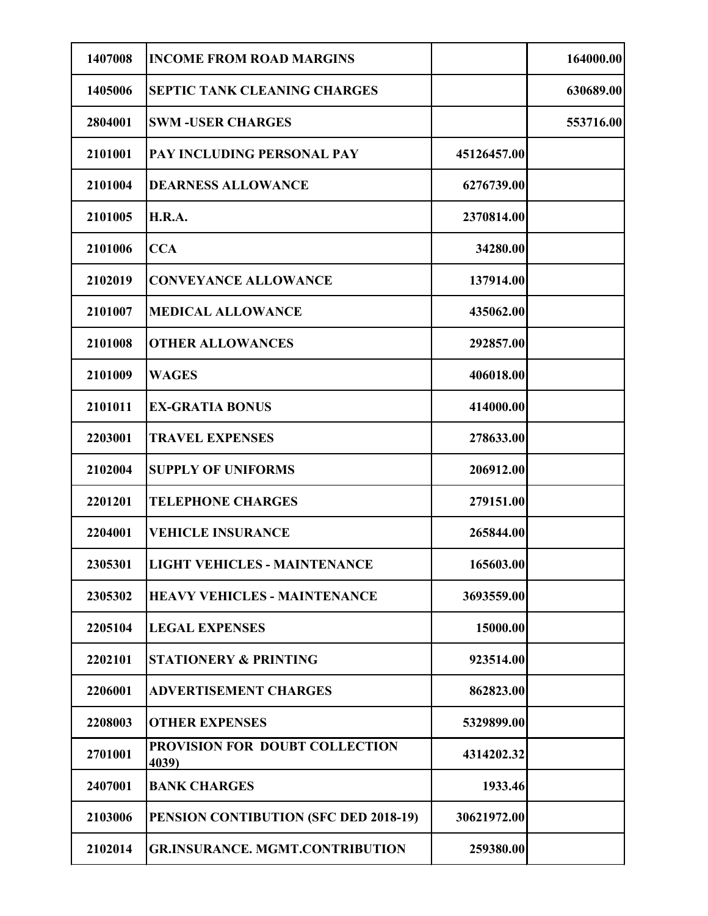| | | | |
|---|---|---|---|
| 1407008 | INCOME FROM ROAD MARGINS | | 164000.00 |
| 1405006 | SEPTIC TANK CLEANING CHARGES | | 630689.00 |
| 2804001 | SWM -USER CHARGES | | 553716.00 |
| 2101001 | PAY INCLUDING PERSONAL PAY | 45126457.00 | |
| 2101004 | DEARNESS ALLOWANCE | 6276739.00 | |
| 2101005 | H.R.A. | 2370814.00 | |
| 2101006 | CCA | 34280.00 | |
| 2102019 | CONVEYANCE ALLOWANCE | 137914.00 | |
| 2101007 | MEDICAL ALLOWANCE | 435062.00 | |
| 2101008 | OTHER ALLOWANCES | 292857.00 | |
| 2101009 | WAGES | 406018.00 | |
| 2101011 | EX-GRATIA BONUS | 414000.00 | |
| 2203001 | TRAVEL EXPENSES | 278633.00 | |
| 2102004 | SUPPLY OF UNIFORMS | 206912.00 | |
| 2201201 | TELEPHONE CHARGES | 279151.00 | |
| 2204001 | VEHICLE INSURANCE | 265844.00 | |
| 2305301 | LIGHT VEHICLES - MAINTENANCE | 165603.00 | |
| 2305302 | HEAVY VEHICLES - MAINTENANCE | 3693559.00 | |
| 2205104 | LEGAL EXPENSES | 15000.00 | |
| 2202101 | STATIONERY & PRINTING | 923514.00 | |
| 2206001 | ADVERTISEMENT CHARGES | 862823.00 | |
| 2208003 | OTHER EXPENSES | 5329899.00 | |
| 2701001 | PROVISION FOR DOUBT COLLECTION 4039) | 4314202.32 | |
| 2407001 | BANK CHARGES | 1933.46 | |
| 2103006 | PENSION CONTIBUTION (SFC DED 2018-19) | 30621972.00 | |
| 2102014 | GR.INSURANCE. MGMT.CONTRIBUTION | 259380.00 | |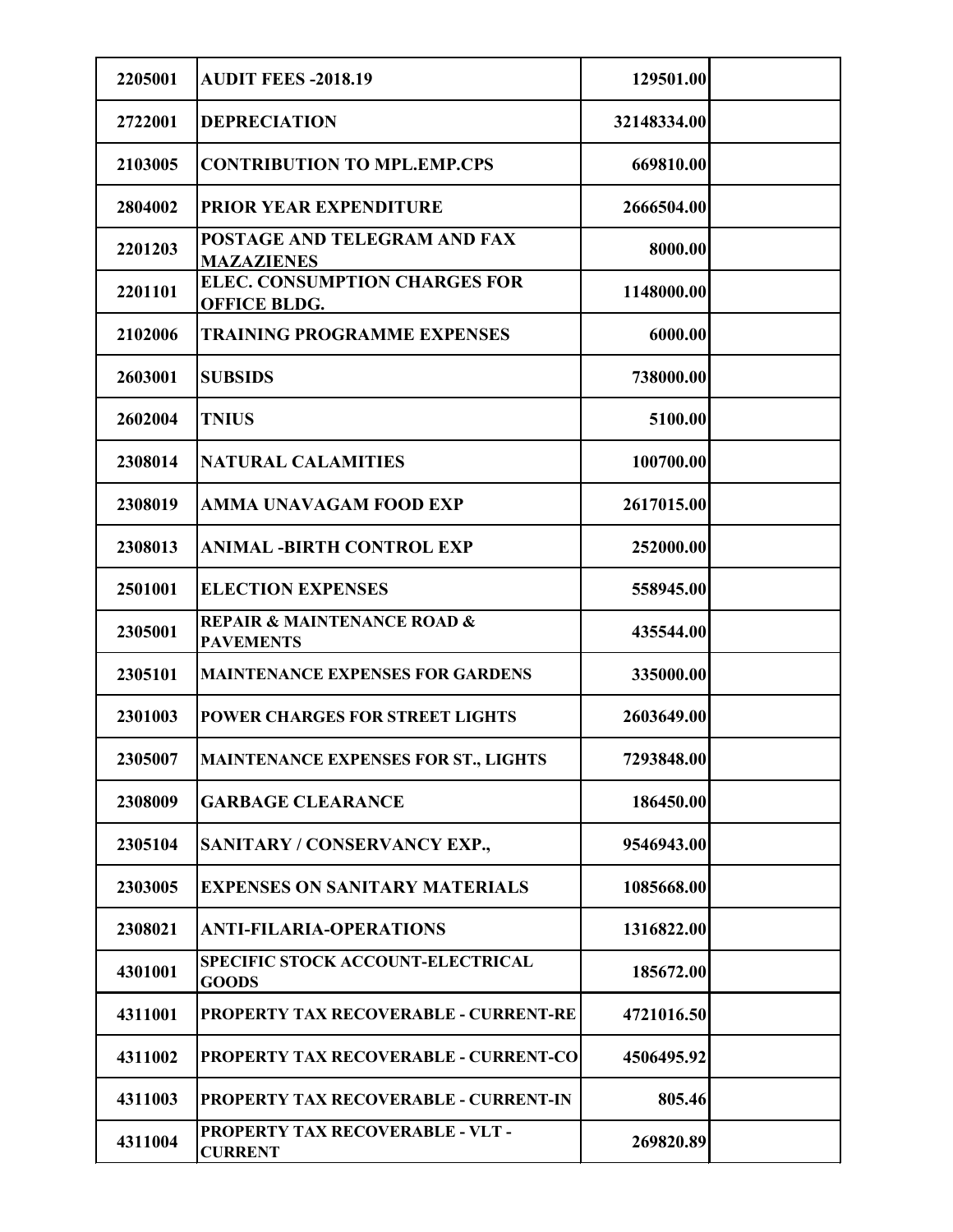| | | | |
|---|---|---|---|
| 2205001 | AUDIT FEES -2018.19 | 129501.00 | |
| 2722001 | DEPRECIATION | 32148334.00 | |
| 2103005 | CONTRIBUTION TO MPL.EMP.CPS | 669810.00 | |
| 2804002 | PRIOR YEAR EXPENDITURE | 2666504.00 | |
| 2201203 | POSTAGE AND TELEGRAM AND FAX MAZAZIENES | 8000.00 | |
| 2201101 | ELEC. CONSUMPTION CHARGES FOR OFFICE BLDG. | 1148000.00 | |
| 2102006 | TRAINING PROGRAMME EXPENSES | 6000.00 | |
| 2603001 | SUBSIDS | 738000.00 | |
| 2602004 | TNIUS | 5100.00 | |
| 2308014 | NATURAL CALAMITIES | 100700.00 | |
| 2308019 | AMMA UNAVAGAM FOOD EXP | 2617015.00 | |
| 2308013 | ANIMAL -BIRTH CONTROL EXP | 252000.00 | |
| 2501001 | ELECTION EXPENSES | 558945.00 | |
| 2305001 | REPAIR & MAINTENANCE ROAD & PAVEMENTS | 435544.00 | |
| 2305101 | MAINTENANCE EXPENSES FOR GARDENS | 335000.00 | |
| 2301003 | POWER CHARGES FOR STREET LIGHTS | 2603649.00 | |
| 2305007 | MAINTENANCE EXPENSES FOR ST., LIGHTS | 7293848.00 | |
| 2308009 | GARBAGE CLEARANCE | 186450.00 | |
| 2305104 | SANITARY / CONSERVANCY EXP., | 9546943.00 | |
| 2303005 | EXPENSES ON SANITARY MATERIALS | 1085668.00 | |
| 2308021 | ANTI-FILARIA-OPERATIONS | 1316822.00 | |
| 4301001 | SPECIFIC STOCK ACCOUNT-ELECTRICAL GOODS | 185672.00 | |
| 4311001 | PROPERTY TAX RECOVERABLE - CURRENT-RE | 4721016.50 | |
| 4311002 | PROPERTY TAX RECOVERABLE - CURRENT-CO | 4506495.92 | |
| 4311003 | PROPERTY TAX RECOVERABLE - CURRENT-IN | 805.46 | |
| 4311004 | PROPERTY TAX RECOVERABLE - VLT - CURRENT | 269820.89 | |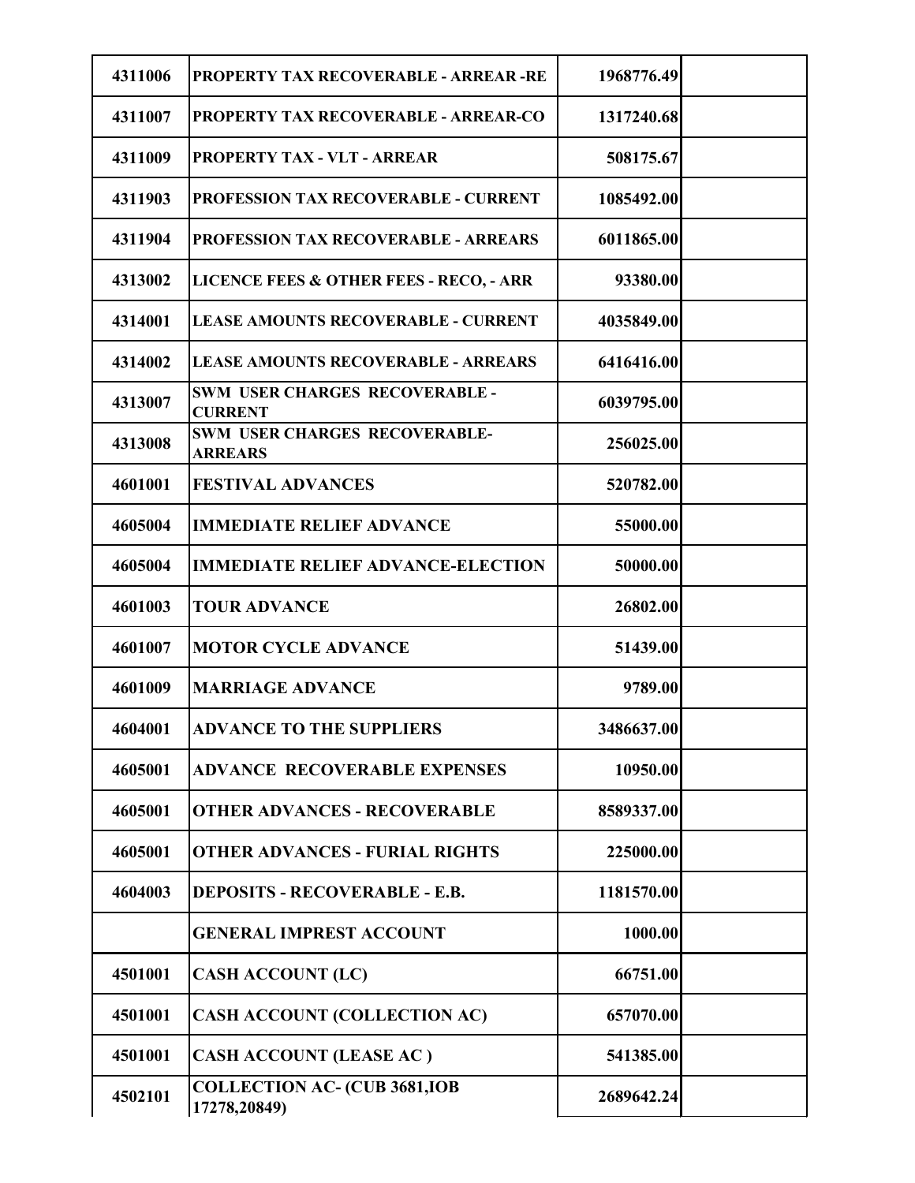| | | | |
|---|---|---|---|
| 4311006 | PROPERTY TAX RECOVERABLE - ARREAR -RE | 1968776.49 | |
| 4311007 | PROPERTY TAX RECOVERABLE - ARREAR-CO | 1317240.68 | |
| 4311009 | PROPERTY TAX - VLT - ARREAR | 508175.67 | |
| 4311903 | PROFESSION TAX RECOVERABLE - CURRENT | 1085492.00 | |
| 4311904 | PROFESSION TAX RECOVERABLE - ARREARS | 6011865.00 | |
| 4313002 | LICENCE FEES & OTHER FEES - RECO, - ARR | 93380.00 | |
| 4314001 | LEASE AMOUNTS RECOVERABLE - CURRENT | 4035849.00 | |
| 4314002 | LEASE AMOUNTS RECOVERABLE - ARREARS | 6416416.00 | |
| 4313007 | SWM USER CHARGES RECOVERABLE - CURRENT | 6039795.00 | |
| 4313008 | SWM USER CHARGES RECOVERABLE-ARREARS | 256025.00 | |
| 4601001 | FESTIVAL ADVANCES | 520782.00 | |
| 4605004 | IMMEDIATE RELIEF ADVANCE | 55000.00 | |
| 4605004 | IMMEDIATE RELIEF ADVANCE-ELECTION | 50000.00 | |
| 4601003 | TOUR ADVANCE | 26802.00 | |
| 4601007 | MOTOR CYCLE ADVANCE | 51439.00 | |
| 4601009 | MARRIAGE ADVANCE | 9789.00 | |
| 4604001 | ADVANCE TO THE SUPPLIERS | 3486637.00 | |
| 4605001 | ADVANCE RECOVERABLE EXPENSES | 10950.00 | |
| 4605001 | OTHER ADVANCES - RECOVERABLE | 8589337.00 | |
| 4605001 | OTHER ADVANCES - FURIAL RIGHTS | 225000.00 | |
| 4604003 | DEPOSITS - RECOVERABLE - E.B. | 1181570.00 | |
| | GENERAL IMPREST ACCOUNT | 1000.00 | |
| 4501001 | CASH ACCOUNT (LC) | 66751.00 | |
| 4501001 | CASH ACCOUNT (COLLECTION AC) | 657070.00 | |
| 4501001 | CASH ACCOUNT (LEASE AC ) | 541385.00 | |
| 4502101 | COLLECTION AC- (CUB 3681,IOB 17278,20849) | 2689642.24 | |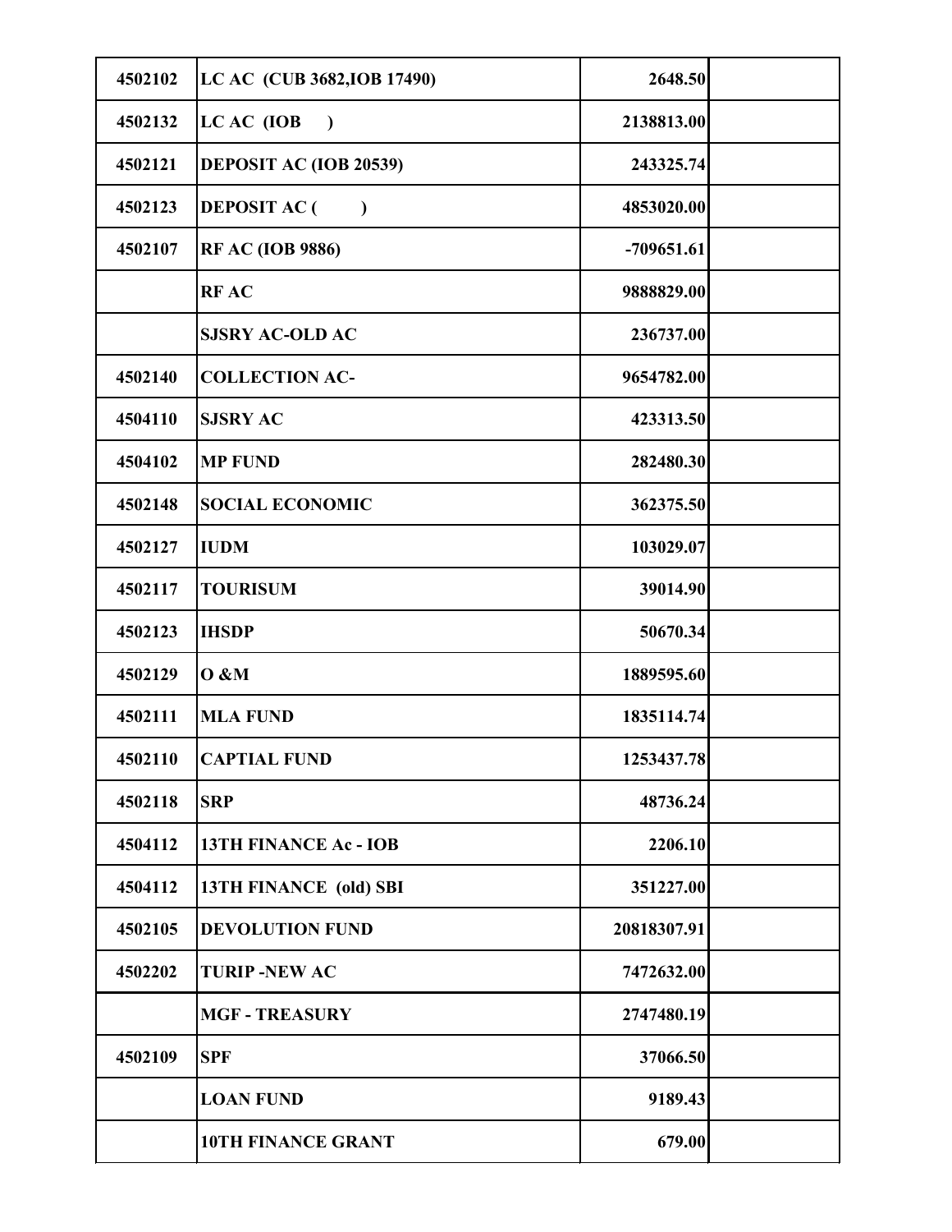| | | | |
|---|---|---|---|
| 4502102 | LC AC (CUB 3682,IOB 17490) | 2648.50 | |
| 4502132 | LC AC (IOB ) | 2138813.00 | |
| 4502121 | DEPOSIT AC (IOB 20539) | 243325.74 | |
| 4502123 | DEPOSIT AC ( ) | 4853020.00 | |
| 4502107 | RF AC (IOB 9886) | -709651.61 | |
| | RF AC | 9888829.00 | |
| | SJSRY AC-OLD AC | 236737.00 | |
| 4502140 | COLLECTION AC- | 9654782.00 | |
| 4504110 | SJSRY AC | 423313.50 | |
| 4504102 | MP FUND | 282480.30 | |
| 4502148 | SOCIAL ECONOMIC | 362375.50 | |
| 4502127 | IUDM | 103029.07 | |
| 4502117 | TOURISUM | 39014.90 | |
| 4502123 | IHSDP | 50670.34 | |
| 4502129 | O &M | 1889595.60 | |
| 4502111 | MLA FUND | 1835114.74 | |
| 4502110 | CAPTIAL FUND | 1253437.78 | |
| 4502118 | SRP | 48736.24 | |
| 4504112 | 13TH FINANCE Ac - IOB | 2206.10 | |
| 4504112 | 13TH FINANCE (old) SBI | 351227.00 | |
| 4502105 | DEVOLUTION FUND | 20818307.91 | |
| 4502202 | TURIP -NEW AC | 7472632.00 | |
| | MGF - TREASURY | 2747480.19 | |
| 4502109 | SPF | 37066.50 | |
| | LOAN FUND | 9189.43 | |
| | 10TH FINANCE GRANT | 679.00 | |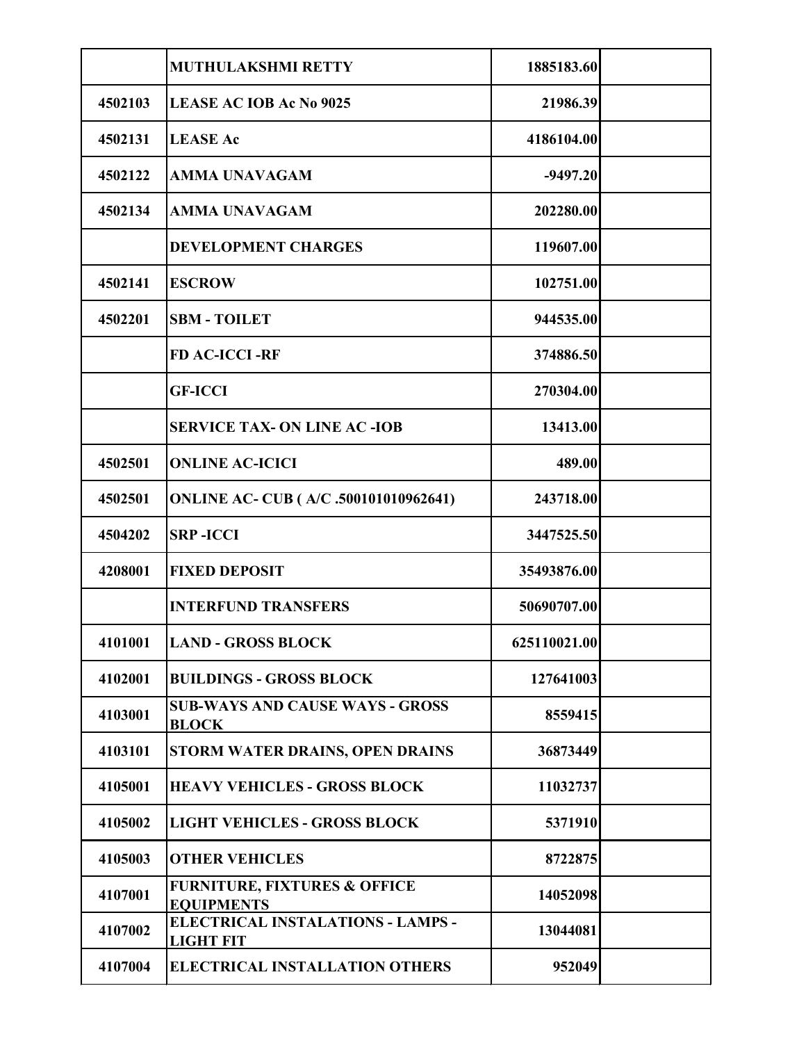|  |  |  |  |
|---|---|---|---|
|  | **MUTHULAKSHMI RETTY** | **1885183.60** |  |
| **4502103** | **LEASE AC IOB Ac No 9025** | **21986.39** |  |
| **4502131** | **LEASE Ac** | **4186104.00** |  |
| **4502122** | **AMMA UNAVAGAM** | **-9497.20** |  |
| **4502134** | **AMMA UNAVAGAM** | **202280.00** |  |
|  | **DEVELOPMENT CHARGES** | **119607.00** |  |
| **4502141** | **ESCROW** | **102751.00** |  |
| **4502201** | **SBM - TOILET** | **944535.00** |  |
|  | **FD AC-ICCI -RF** | **374886.50** |  |
|  | **GF-ICCI** | **270304.00** |  |
|  | **SERVICE TAX- ON LINE AC -IOB** | **13413.00** |  |
| **4502501** | **ONLINE AC-ICICI** | **489.00** |  |
| **4502501** | **ONLINE AC- CUB ( A/C .500101010962641)** | **243718.00** |  |
| **4504202** | **SRP -ICCI** | **3447525.50** |  |
| **4208001** | **FIXED DEPOSIT** | **35493876.00** |  |
|  | **INTERFUND TRANSFERS** | **50690707.00** |  |
| **4101001** | **LAND - GROSS BLOCK** | **625110021.00** |  |
| **4102001** | **BUILDINGS - GROSS BLOCK** | **127641003** |  |
| **4103001** | **SUB-WAYS AND CAUSE WAYS - GROSS BLOCK** | **8559415** |  |
| **4103101** | **STORM WATER DRAINS, OPEN DRAINS** | **36873449** |  |
| **4105001** | **HEAVY VEHICLES - GROSS BLOCK** | **11032737** |  |
| **4105002** | **LIGHT VEHICLES - GROSS BLOCK** | **5371910** |  |
| **4105003** | **OTHER VEHICLES** | **8722875** |  |
| **4107001** | **FURNITURE, FIXTURES & OFFICE EQUIPMENTS** | **14052098** |  |
| **4107002** | **ELECTRICAL INSTALATIONS - LAMPS - LIGHT FIT** | **13044081** |  |
| **4107004** | **ELECTRICAL INSTALLATION OTHERS** | **952049** |  |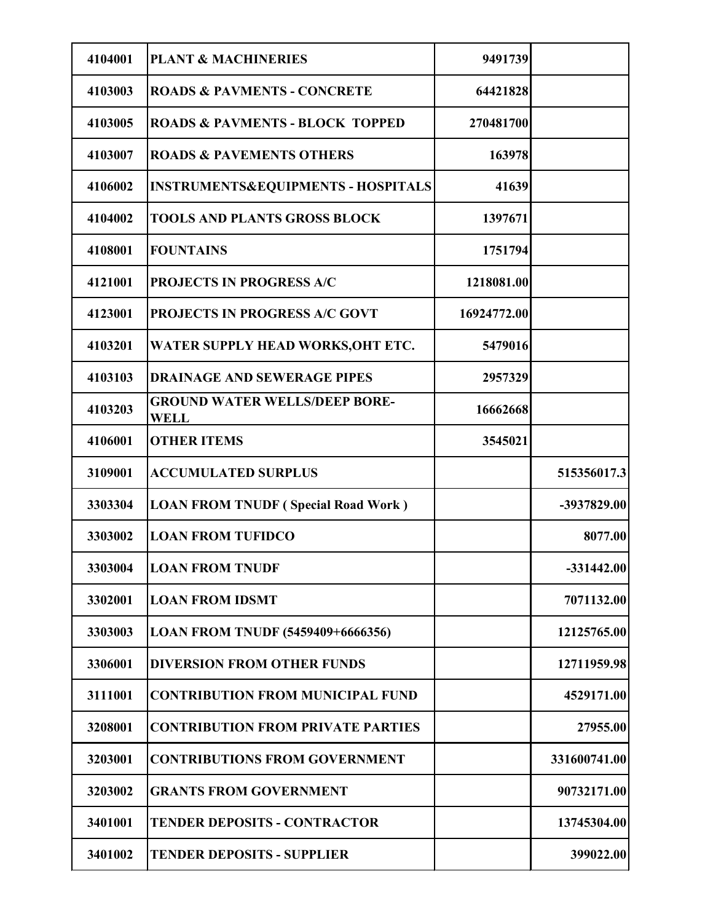| | | | |
|---|---|---|---|
| 4104001 | PLANT & MACHINERIES | 9491739 | |
| 4103003 | ROADS & PAVMENTS - CONCRETE | 64421828 | |
| 4103005 | ROADS & PAVMENTS - BLOCK TOPPED | 270481700 | |
| 4103007 | ROADS & PAVEMENTS OTHERS | 163978 | |
| 4106002 | INSTRUMENTS&EQUIPMENTS - HOSPITALS | 41639 | |
| 4104002 | TOOLS AND PLANTS GROSS BLOCK | 1397671 | |
| 4108001 | FOUNTAINS | 1751794 | |
| 4121001 | PROJECTS IN PROGRESS A/C | 1218081.00 | |
| 4123001 | PROJECTS IN PROGRESS A/C GOVT | 16924772.00 | |
| 4103201 | WATER SUPPLY HEAD WORKS,OHT ETC. | 5479016 | |
| 4103103 | DRAINAGE AND SEWERAGE PIPES | 2957329 | |
| 4103203 | GROUND WATER WELLS/DEEP BORE-WELL | 16662668 | |
| 4106001 | OTHER ITEMS | 3545021 | |
| 3109001 | ACCUMULATED SURPLUS | | 515356017.3 |
| 3303304 | LOAN FROM TNUDF ( Special Road Work ) | | -3937829.00 |
| 3303002 | LOAN FROM TUFIDCO | | 8077.00 |
| 3303004 | LOAN FROM TNUDF | | -331442.00 |
| 3302001 | LOAN FROM IDSMT | | 7071132.00 |
| 3303003 | LOAN FROM TNUDF (5459409+6666356) | | 12125765.00 |
| 3306001 | DIVERSION FROM OTHER FUNDS | | 12711959.98 |
| 3111001 | CONTRIBUTION FROM MUNICIPAL FUND | | 4529171.00 |
| 3208001 | CONTRIBUTION FROM PRIVATE PARTIES | | 27955.00 |
| 3203001 | CONTRIBUTIONS FROM GOVERNMENT | | 331600741.00 |
| 3203002 | GRANTS FROM GOVERNMENT | | 90732171.00 |
| 3401001 | TENDER DEPOSITS - CONTRACTOR | | 13745304.00 |
| 3401002 | TENDER DEPOSITS - SUPPLIER | | 399022.00 |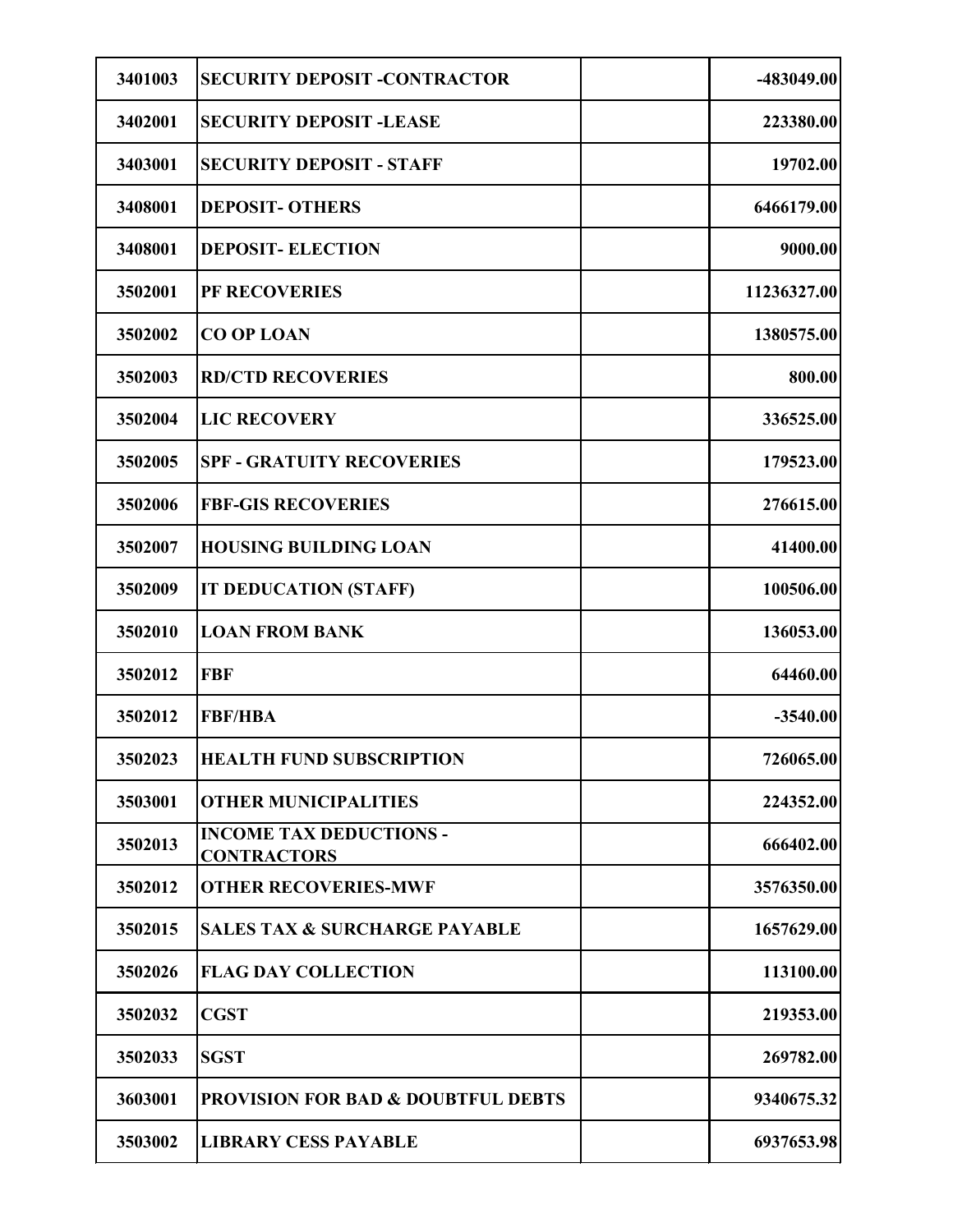| | | | |
|---|---|---|---|
| 3401003 | SECURITY DEPOSIT -CONTRACTOR | | -483049.00 |
| 3402001 | SECURITY DEPOSIT -LEASE | | 223380.00 |
| 3403001 | SECURITY DEPOSIT - STAFF | | 19702.00 |
| 3408001 | DEPOSIT- OTHERS | | 6466179.00 |
| 3408001 | DEPOSIT- ELECTION | | 9000.00 |
| 3502001 | PF RECOVERIES | | 11236327.00 |
| 3502002 | CO OP LOAN | | 1380575.00 |
| 3502003 | RD/CTD RECOVERIES | | 800.00 |
| 3502004 | LIC RECOVERY | | 336525.00 |
| 3502005 | SPF - GRATUITY RECOVERIES | | 179523.00 |
| 3502006 | FBF-GIS RECOVERIES | | 276615.00 |
| 3502007 | HOUSING BUILDING LOAN | | 41400.00 |
| 3502009 | IT DEDUCATION (STAFF) | | 100506.00 |
| 3502010 | LOAN FROM BANK | | 136053.00 |
| 3502012 | FBF | | 64460.00 |
| 3502012 | FBF/HBA | | -3540.00 |
| 3502023 | HEALTH FUND SUBSCRIPTION | | 726065.00 |
| 3503001 | OTHER MUNICIPALITIES | | 224352.00 |
| 3502013 | INCOME TAX DEDUCTIONS - CONTRACTORS | | 666402.00 |
| 3502012 | OTHER RECOVERIES-MWF | | 3576350.00 |
| 3502015 | SALES TAX & SURCHARGE PAYABLE | | 1657629.00 |
| 3502026 | FLAG DAY COLLECTION | | 113100.00 |
| 3502032 | CGST | | 219353.00 |
| 3502033 | SGST | | 269782.00 |
| 3603001 | PROVISION FOR BAD & DOUBTFUL DEBTS | | 9340675.32 |
| 3503002 | LIBRARY CESS PAYABLE | | 6937653.98 |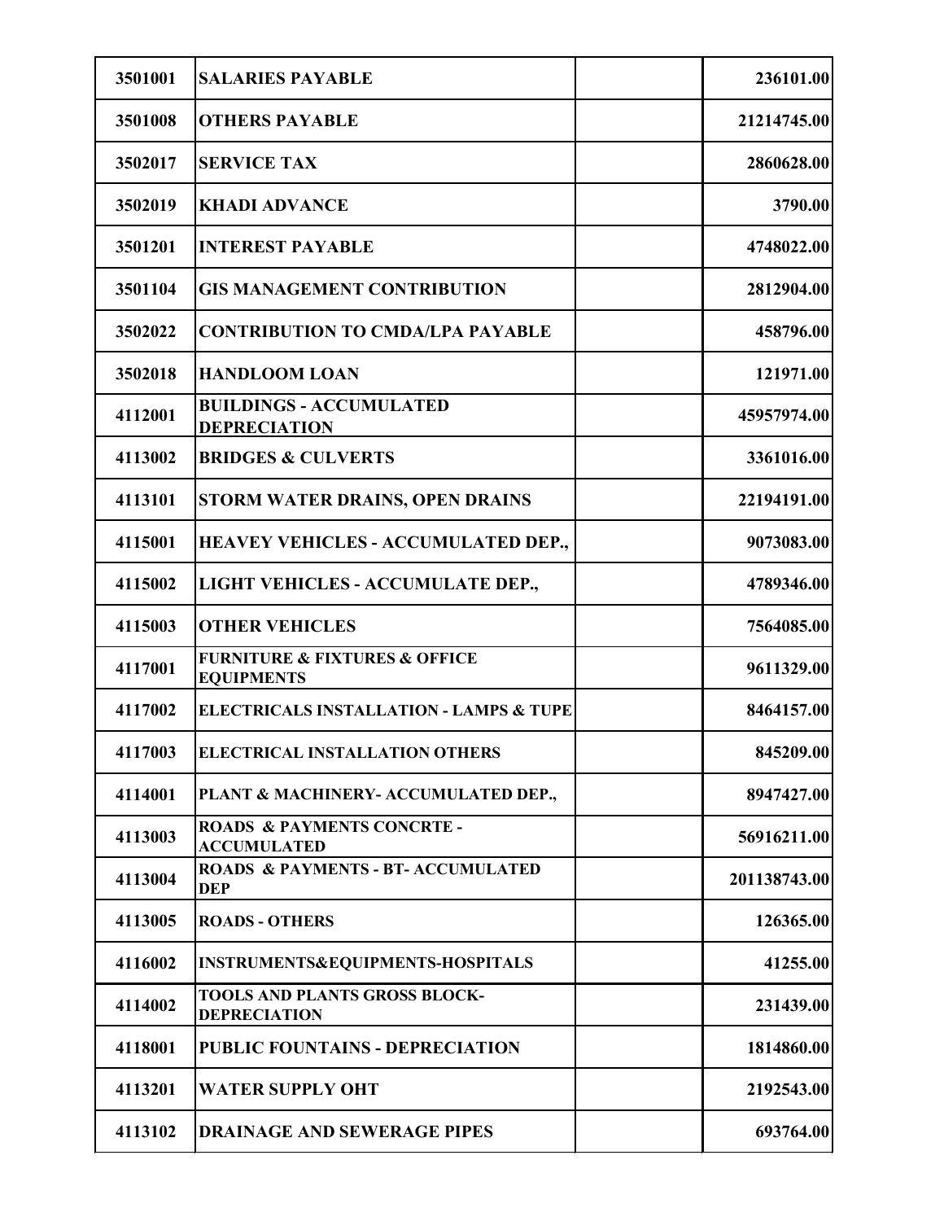| | | | |
|---|---|---|---|
| 3501001 | SALARIES PAYABLE | | 236101.00 |
| 3501008 | OTHERS PAYABLE | | 21214745.00 |
| 3502017 | SERVICE TAX | | 2860628.00 |
| 3502019 | KHADI ADVANCE | | 3790.00 |
| 3501201 | INTEREST PAYABLE | | 4748022.00 |
| 3501104 | GIS MANAGEMENT CONTRIBUTION | | 2812904.00 |
| 3502022 | CONTRIBUTION TO CMDA/LPA PAYABLE | | 458796.00 |
| 3502018 | HANDLOOM LOAN | | 121971.00 |
| 4112001 | BUILDINGS - ACCUMULATED DEPRECIATION | | 45957974.00 |
| 4113002 | BRIDGES & CULVERTS | | 3361016.00 |
| 4113101 | STORM WATER DRAINS, OPEN DRAINS | | 22194191.00 |
| 4115001 | HEAVEY VEHICLES - ACCUMULATED DEP., | | 9073083.00 |
| 4115002 | LIGHT VEHICLES - ACCUMULATE DEP., | | 4789346.00 |
| 4115003 | OTHER VEHICLES | | 7564085.00 |
| 4117001 | FURNITURE & FIXTURES & OFFICE EQUIPMENTS | | 9611329.00 |
| 4117002 | ELECTRICALS INSTALLATION - LAMPS & TUPE | | 8464157.00 |
| 4117003 | ELECTRICAL INSTALLATION OTHERS | | 845209.00 |
| 4114001 | PLANT & MACHINERY- ACCUMULATED DEP., | | 8947427.00 |
| 4113003 | ROADS & PAYMENTS CONCRTE - ACCUMULATED | | 56916211.00 |
| 4113004 | ROADS & PAYMENTS - BT- ACCUMULATED DEP | | 201138743.00 |
| 4113005 | ROADS - OTHERS | | 126365.00 |
| 4116002 | INSTRUMENTS&EQUIPMENTS-HOSPITALS | | 41255.00 |
| 4114002 | TOOLS AND PLANTS GROSS BLOCK-DEPRECIATION | | 231439.00 |
| 4118001 | PUBLIC FOUNTAINS - DEPRECIATION | | 1814860.00 |
| 4113201 | WATER SUPPLY OHT | | 2192543.00 |
| 4113102 | DRAINAGE AND SEWERAGE PIPES | | 693764.00 |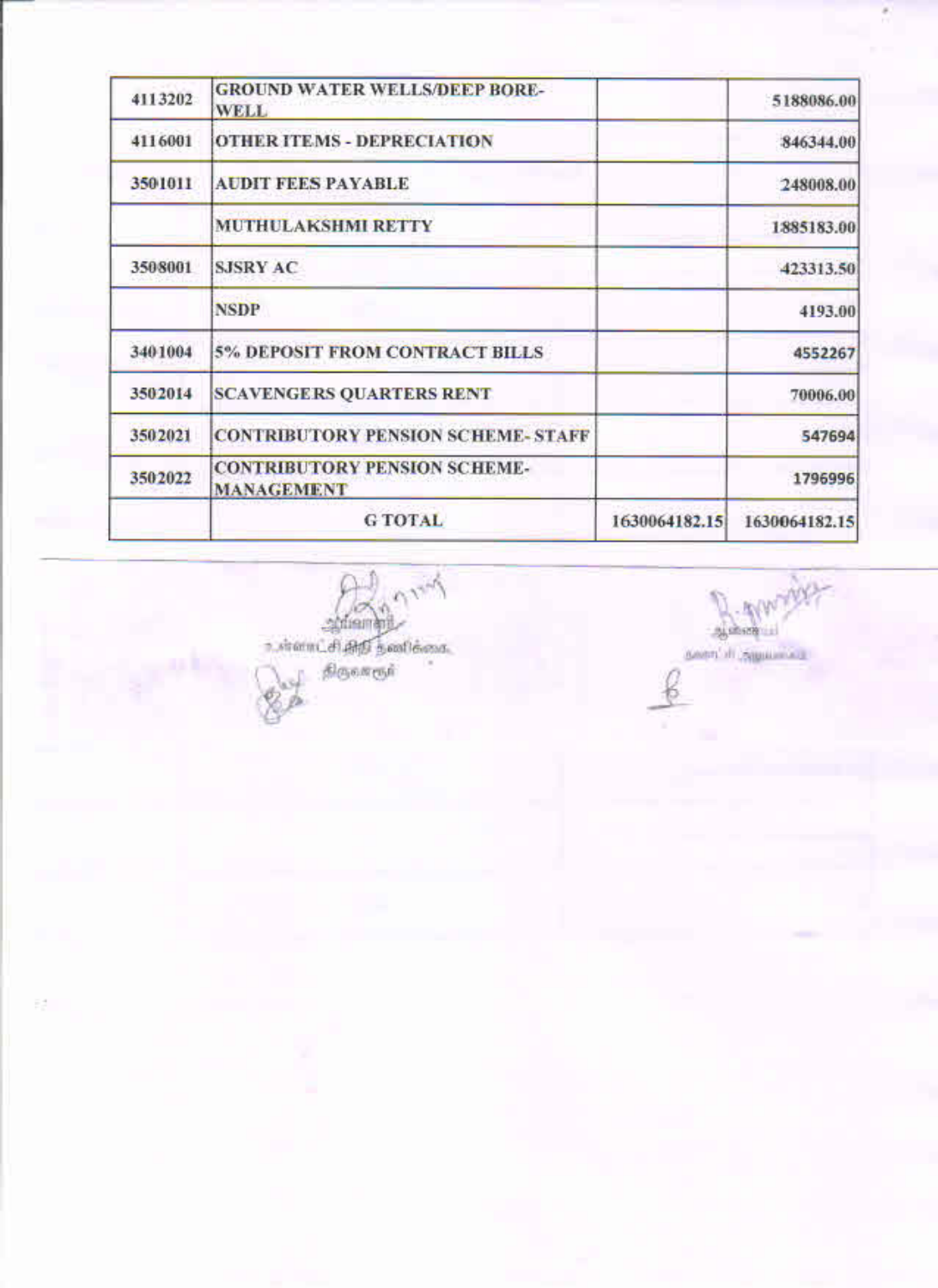| | | | |
|---|---|---|---|
| 4113202 | GROUND WATER WELLS/DEEP BORE-WELL | | 5188086.00 |
| 4116001 | OTHER ITEMS - DEPRECIATION | | 846344.00 |
| 3501011 | AUDIT FEES PAYABLE | | 248008.00 |
| | MUTHULAKSHMI RETTY | | 1885183.00 |
| 3508001 | SJSRY AC | | 423313.50 |
| | NSDP | | 4193.00 |
| 3401004 | 5% DEPOSIT FROM CONTRACT BILLS | | 4552267 |
| 3502014 | SCAVENGERS QUARTERS RENT | | 70006.00 |
| 3502021 | CONTRIBUTORY PENSION SCHEME- STAFF | | 547694 |
| 3502022 | CONTRIBUTORY PENSION SCHEME-MANAGEMENT | | 1796996 |
| | G TOTAL | 1630064182.15 | 1630064182.15 |

ஆணையர்
உள்ளாட்சி நிதி தணிக்கை,
திருவாரூர்

ஆணையர்
நகராட்சி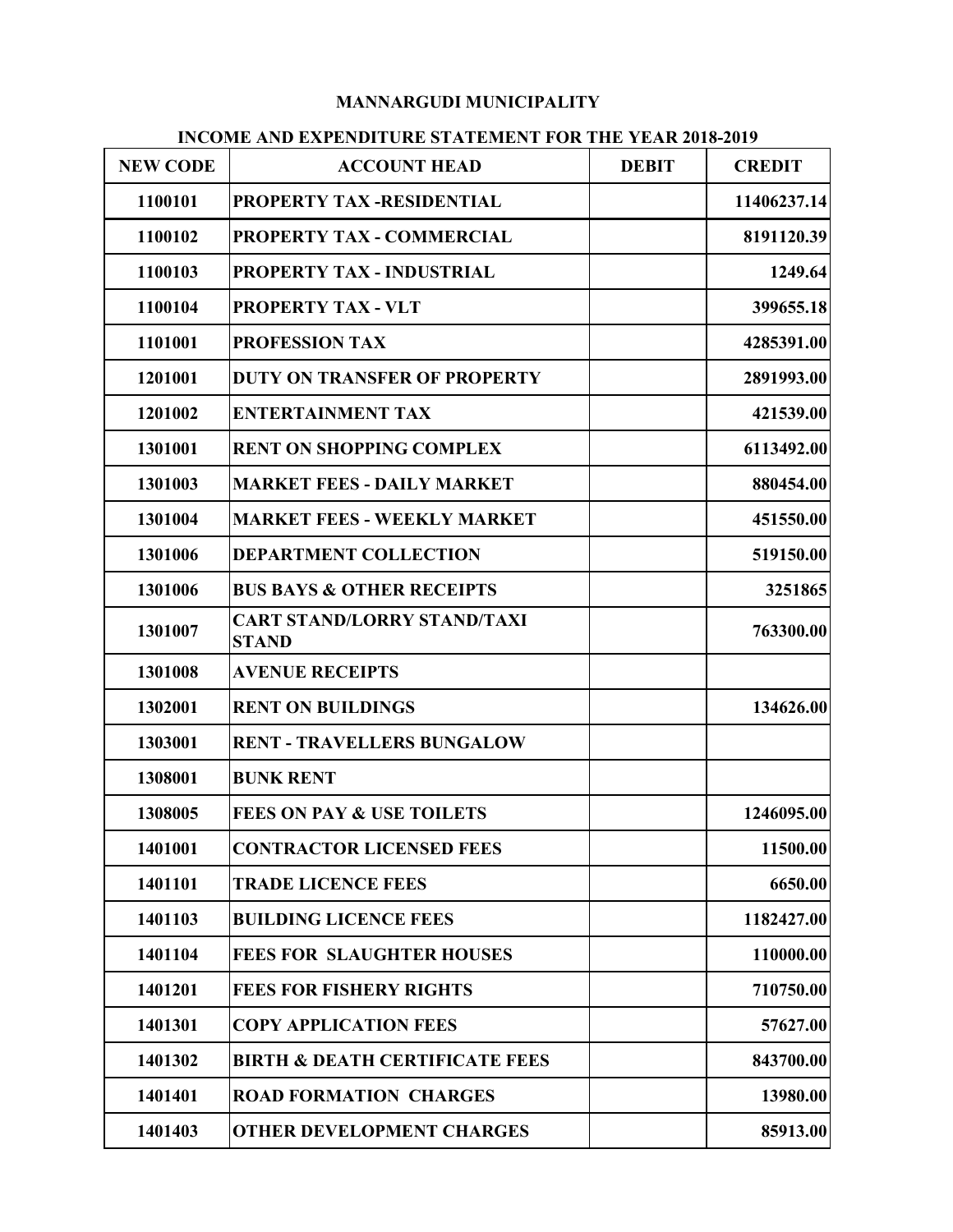**MANNARGUDI MUNICIPALITY**

**INCOME AND EXPENDITURE STATEMENT FOR THE YEAR 2018-2019**

| NEW CODE | ACCOUNT HEAD | DEBIT | CREDIT |
|---|---|---|---|
| 1100101 | PROPERTY TAX -RESIDENTIAL | | 11406237.14 |
| 1100102 | PROPERTY TAX - COMMERCIAL | | 8191120.39 |
| 1100103 | PROPERTY TAX - INDUSTRIAL | | 1249.64 |
| 1100104 | PROPERTY TAX - VLT | | 399655.18 |
| 1101001 | PROFESSION TAX | | 4285391.00 |
| 1201001 | DUTY ON TRANSFER OF PROPERTY | | 2891993.00 |
| 1201002 | ENTERTAINMENT TAX | | 421539.00 |
| 1301001 | RENT ON SHOPPING COMPLEX | | 6113492.00 |
| 1301003 | MARKET FEES - DAILY MARKET | | 880454.00 |
| 1301004 | MARKET FEES - WEEKLY MARKET | | 451550.00 |
| 1301006 | DEPARTMENT COLLECTION | | 519150.00 |
| 1301006 | BUS BAYS & OTHER RECEIPTS | | 3251865 |
| 1301007 | CART STAND/LORRY STAND/TAXI STAND | | 763300.00 |
| 1301008 | AVENUE RECEIPTS | | |
| 1302001 | RENT ON BUILDINGS | | 134626.00 |
| 1303001 | RENT - TRAVELLERS BUNGALOW | | |
| 1308001 | BUNK RENT | | |
| 1308005 | FEES ON PAY & USE TOILETS | | 1246095.00 |
| 1401001 | CONTRACTOR LICENSED FEES | | 11500.00 |
| 1401101 | TRADE LICENCE FEES | | 6650.00 |
| 1401103 | BUILDING LICENCE FEES | | 1182427.00 |
| 1401104 | FEES FOR SLAUGHTER HOUSES | | 110000.00 |
| 1401201 | FEES FOR FISHERY RIGHTS | | 710750.00 |
| 1401301 | COPY APPLICATION FEES | | 57627.00 |
| 1401302 | BIRTH & DEATH CERTIFICATE FEES | | 843700.00 |
| 1401401 | ROAD FORMATION CHARGES | | 13980.00 |
| 1401403 | OTHER DEVELOPMENT CHARGES | | 85913.00 |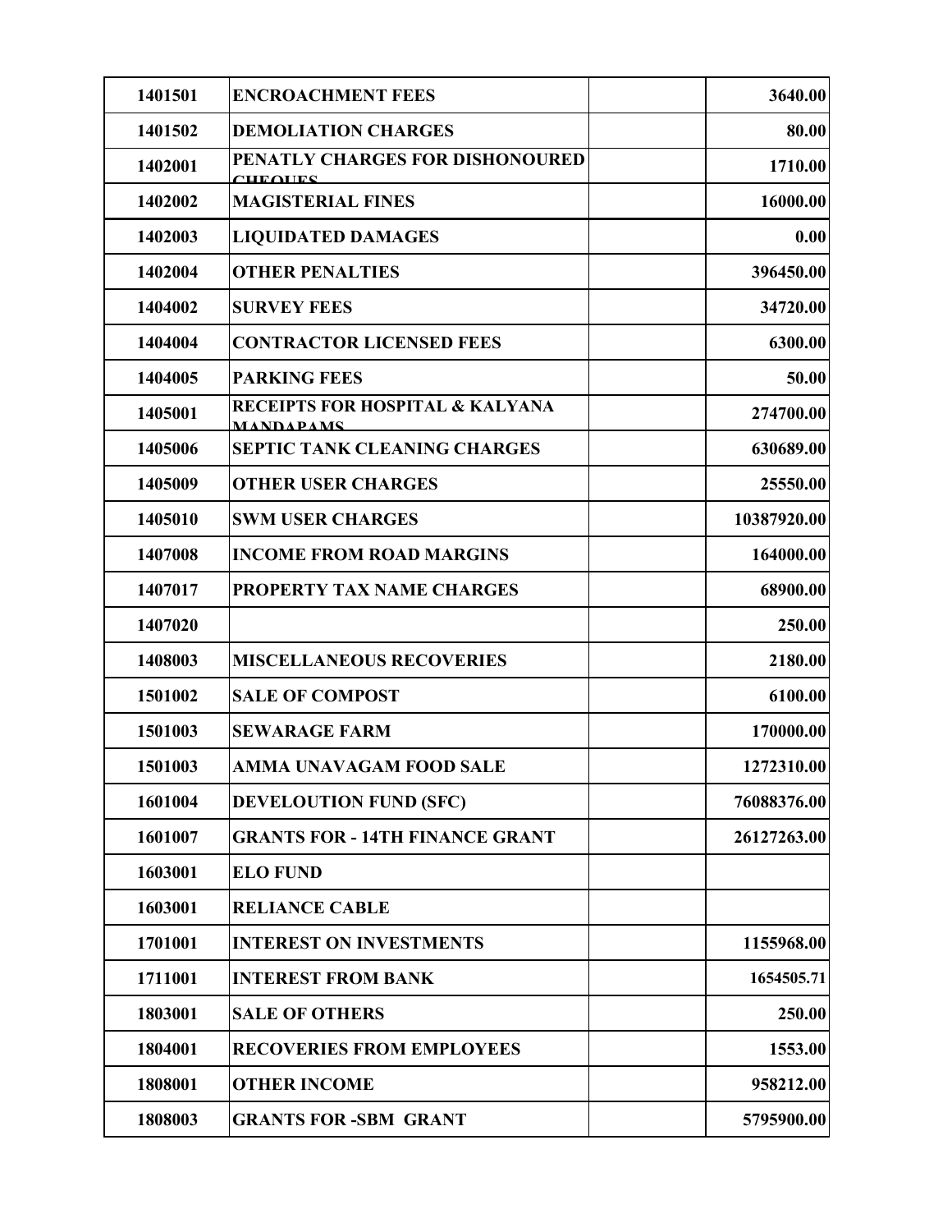| | | | |
|---|---|---|---|
| 1401501 | ENCROACHMENT FEES | | 3640.00 |
| 1401502 | DEMOLIATION CHARGES | | 80.00 |
| 1402001 | PENATLY CHARGES FOR DISHONOURED CHEQUES | | 1710.00 |
| 1402002 | MAGISTERIAL FINES | | 16000.00 |
| 1402003 | LIQUIDATED DAMAGES | | 0.00 |
| 1402004 | OTHER PENALTIES | | 396450.00 |
| 1404002 | SURVEY FEES | | 34720.00 |
| 1404004 | CONTRACTOR LICENSED FEES | | 6300.00 |
| 1404005 | PARKING FEES | | 50.00 |
| 1405001 | RECEIPTS FOR HOSPITAL & KALYANA MANDAPAMS | | 274700.00 |
| 1405006 | SEPTIC TANK CLEANING CHARGES | | 630689.00 |
| 1405009 | OTHER USER CHARGES | | 25550.00 |
| 1405010 | SWM USER CHARGES | | 10387920.00 |
| 1407008 | INCOME FROM ROAD MARGINS | | 164000.00 |
| 1407017 | PROPERTY TAX NAME CHARGES | | 68900.00 |
| 1407020 | | | 250.00 |
| 1408003 | MISCELLANEOUS RECOVERIES | | 2180.00 |
| 1501002 | SALE OF COMPOST | | 6100.00 |
| 1501003 | SEWARAGE FARM | | 170000.00 |
| 1501003 | AMMA UNAVAGAM FOOD SALE | | 1272310.00 |
| 1601004 | DEVELOUTION FUND (SFC) | | 76088376.00 |
| 1601007 | GRANTS FOR - 14TH FINANCE GRANT | | 26127263.00 |
| 1603001 | ELO FUND | | |
| 1603001 | RELIANCE CABLE | | |
| 1701001 | INTEREST ON INVESTMENTS | | 1155968.00 |
| 1711001 | INTEREST FROM BANK | | 1654505.71 |
| 1803001 | SALE OF OTHERS | | 250.00 |
| 1804001 | RECOVERIES FROM EMPLOYEES | | 1553.00 |
| 1808001 | OTHER INCOME | | 958212.00 |
| 1808003 | GRANTS FOR -SBM GRANT | | 5795900.00 |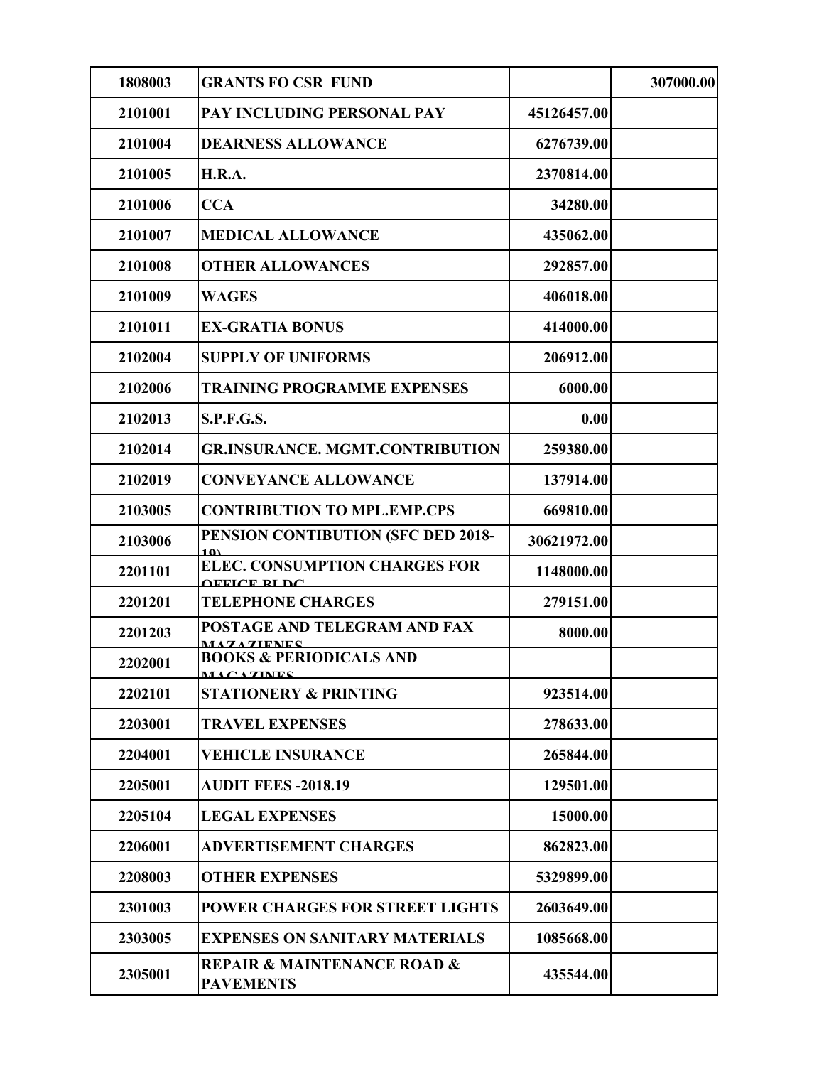| | | | |
|---|---|---|---|
| 1808003 | GRANTS FO CSR FUND | | 307000.00 |
| 2101001 | PAY INCLUDING PERSONAL PAY | 45126457.00 | |
| 2101004 | DEARNESS ALLOWANCE | 6276739.00 | |
| 2101005 | H.R.A. | 2370814.00 | |
| 2101006 | CCA | 34280.00 | |
| 2101007 | MEDICAL ALLOWANCE | 435062.00 | |
| 2101008 | OTHER ALLOWANCES | 292857.00 | |
| 2101009 | WAGES | 406018.00 | |
| 2101011 | EX-GRATIA BONUS | 414000.00 | |
| 2102004 | SUPPLY OF UNIFORMS | 206912.00 | |
| 2102006 | TRAINING PROGRAMME EXPENSES | 6000.00 | |
| 2102013 | S.P.F.G.S. | 0.00 | |
| 2102014 | GR.INSURANCE. MGMT.CONTRIBUTION | 259380.00 | |
| 2102019 | CONVEYANCE ALLOWANCE | 137914.00 | |
| 2103005 | CONTRIBUTION TO MPL.EMP.CPS | 669810.00 | |
| 2103006 | PENSION CONTIBUTION (SFC DED 2018-19) | 30621972.00 | |
| 2201101 | ELEC. CONSUMPTION CHARGES FOR OFFICE BLDG | 1148000.00 | |
| 2201201 | TELEPHONE CHARGES | 279151.00 | |
| 2201203 | POSTAGE AND TELEGRAM AND FAX MAZAZIENES | 8000.00 | |
| 2202001 | BOOKS & PERIODICALS AND MAGAZINES | | |
| 2202101 | STATIONERY & PRINTING | 923514.00 | |
| 2203001 | TRAVEL EXPENSES | 278633.00 | |
| 2204001 | VEHICLE INSURANCE | 265844.00 | |
| 2205001 | AUDIT FEES -2018.19 | 129501.00 | |
| 2205104 | LEGAL EXPENSES | 15000.00 | |
| 2206001 | ADVERTISEMENT CHARGES | 862823.00 | |
| 2208003 | OTHER EXPENSES | 5329899.00 | |
| 2301003 | POWER CHARGES FOR STREET LIGHTS | 2603649.00 | |
| 2303005 | EXPENSES ON SANITARY MATERIALS | 1085668.00 | |
| 2305001 | REPAIR & MAINTENANCE ROAD & PAVEMENTS | 435544.00 | |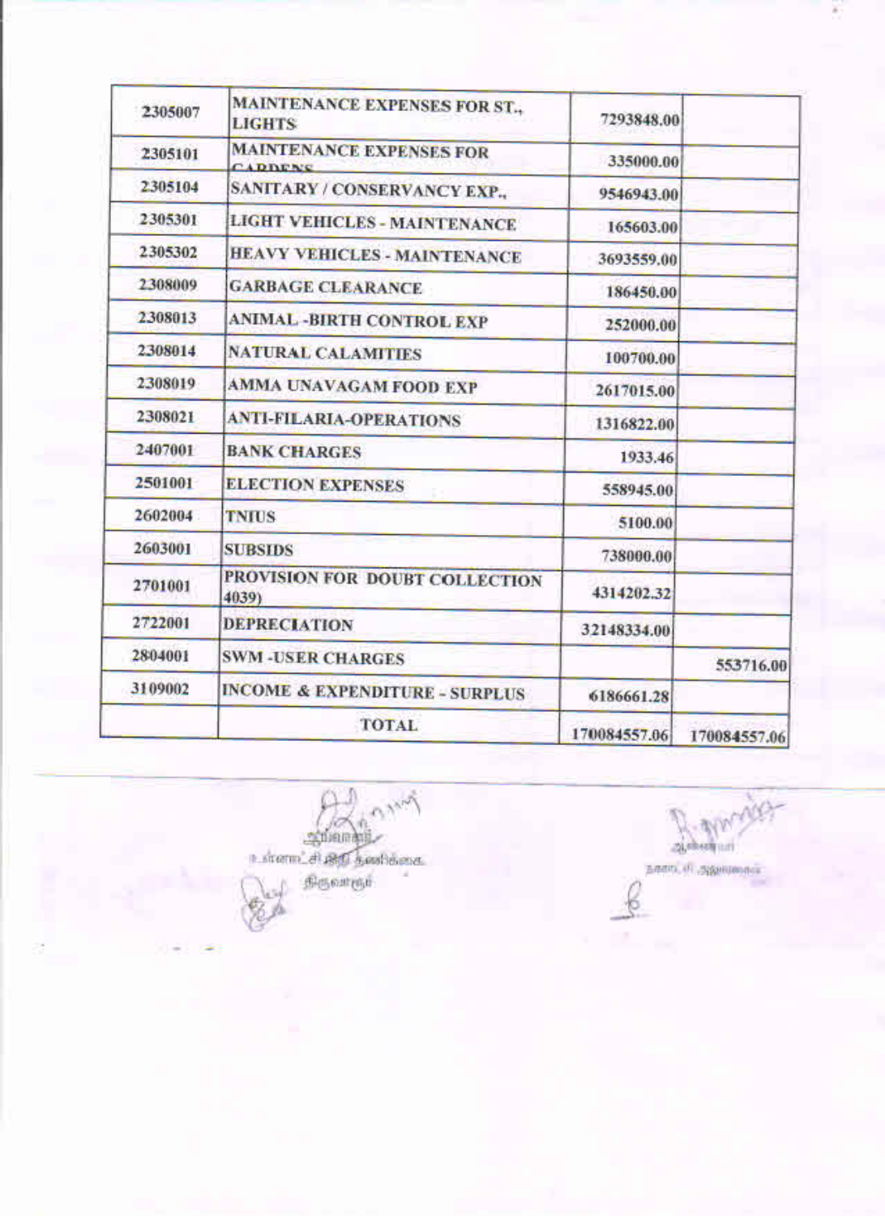| | | | |
|---|---|---|---|
| 2305007 | MAINTENANCE EXPENSES FOR ST., LIGHTS | 7293848.00 | |
| 2305101 | MAINTENANCE EXPENSES FOR GARDENS | 335000.00 | |
| 2305104 | SANITARY / CONSERVANCY EXP., | 9546943.00 | |
| 2305301 | LIGHT VEHICLES - MAINTENANCE | 165603.00 | |
| 2305302 | HEAVY VEHICLES - MAINTENANCE | 3693559.00 | |
| 2308009 | GARBAGE CLEARANCE | 186450.00 | |
| 2308013 | ANIMAL -BIRTH CONTROL EXP | 252000.00 | |
| 2308014 | NATURAL CALAMITIES | 100700.00 | |
| 2308019 | AMMA UNAVAGAM FOOD EXP | 2617015.00 | |
| 2308021 | ANTI-FILARIA-OPERATIONS | 1316822.00 | |
| 2407001 | BANK CHARGES | 1933.46 | |
| 2501001 | ELECTION EXPENSES | 558945.00 | |
| 2602004 | TNIUS | 5100.00 | |
| 2603001 | SUBSIDS | 738000.00 | |
| 2701001 | PROVISION FOR DOUBT COLLECTION 4039) | 4314202.32 | |
| 2722001 | DEPRECIATION | 32148334.00 | |
| 2804001 | SWM -USER CHARGES | | 553716.00 |
| 3109002 | INCOME & EXPENDITURE - SURPLUS | 6186661.28 | |
| | TOTAL | 170084557.06 | 170084557.06 |

ஆணையர்
உள்ளாட்சி நிதி தணிக்கை
திருவாரூர்

ஆணையர்
நகராட்சி ஆணையர்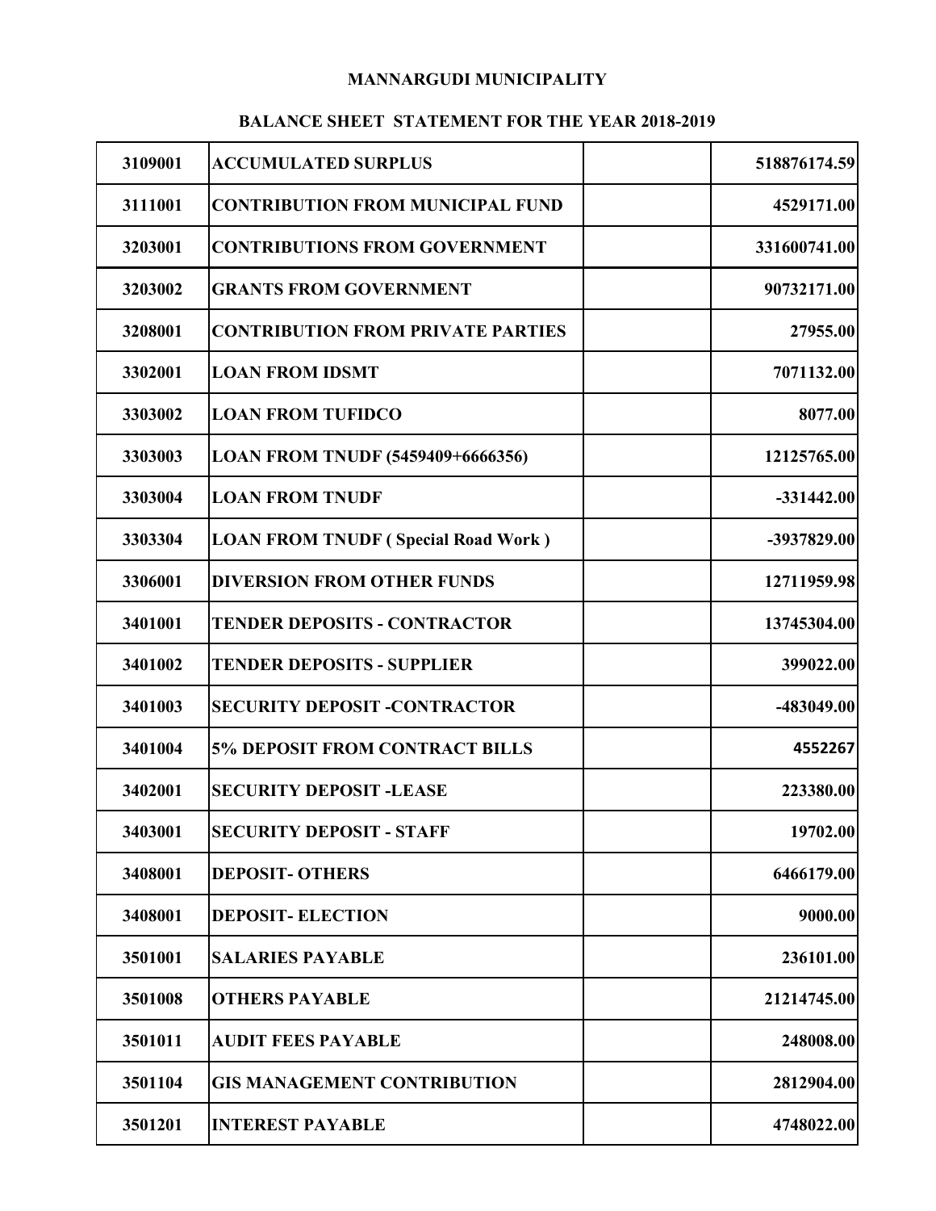# MANNARGUDI MUNICIPALITY

## BALANCE SHEET STATEMENT FOR THE YEAR 2018-2019

| | | | |
|---|---|---|---|
| 3109001 | ACCUMULATED SURPLUS | | 518876174.59 |
| 3111001 | CONTRIBUTION FROM MUNICIPAL FUND | | 4529171.00 |
| 3203001 | CONTRIBUTIONS FROM GOVERNMENT | | 331600741.00 |
| 3203002 | GRANTS FROM GOVERNMENT | | 90732171.00 |
| 3208001 | CONTRIBUTION FROM PRIVATE PARTIES | | 27955.00 |
| 3302001 | LOAN FROM IDSMT | | 7071132.00 |
| 3303002 | LOAN FROM TUFIDCO | | 8077.00 |
| 3303003 | LOAN FROM TNUDF (5459409+6666356) | | 12125765.00 |
| 3303004 | LOAN FROM TNUDF | | -331442.00 |
| 3303304 | LOAN FROM TNUDF ( Special Road Work ) | | -3937829.00 |
| 3306001 | DIVERSION FROM OTHER FUNDS | | 12711959.98 |
| 3401001 | TENDER DEPOSITS - CONTRACTOR | | 13745304.00 |
| 3401002 | TENDER DEPOSITS - SUPPLIER | | 399022.00 |
| 3401003 | SECURITY DEPOSIT -CONTRACTOR | | -483049.00 |
| 3401004 | 5% DEPOSIT FROM CONTRACT BILLS | | 4552267 |
| 3402001 | SECURITY DEPOSIT -LEASE | | 223380.00 |
| 3403001 | SECURITY DEPOSIT - STAFF | | 19702.00 |
| 3408001 | DEPOSIT- OTHERS | | 6466179.00 |
| 3408001 | DEPOSIT- ELECTION | | 9000.00 |
| 3501001 | SALARIES PAYABLE | | 236101.00 |
| 3501008 | OTHERS PAYABLE | | 21214745.00 |
| 3501011 | AUDIT FEES PAYABLE | | 248008.00 |
| 3501104 | GIS MANAGEMENT CONTRIBUTION | | 2812904.00 |
| 3501201 | INTEREST PAYABLE | | 4748022.00 |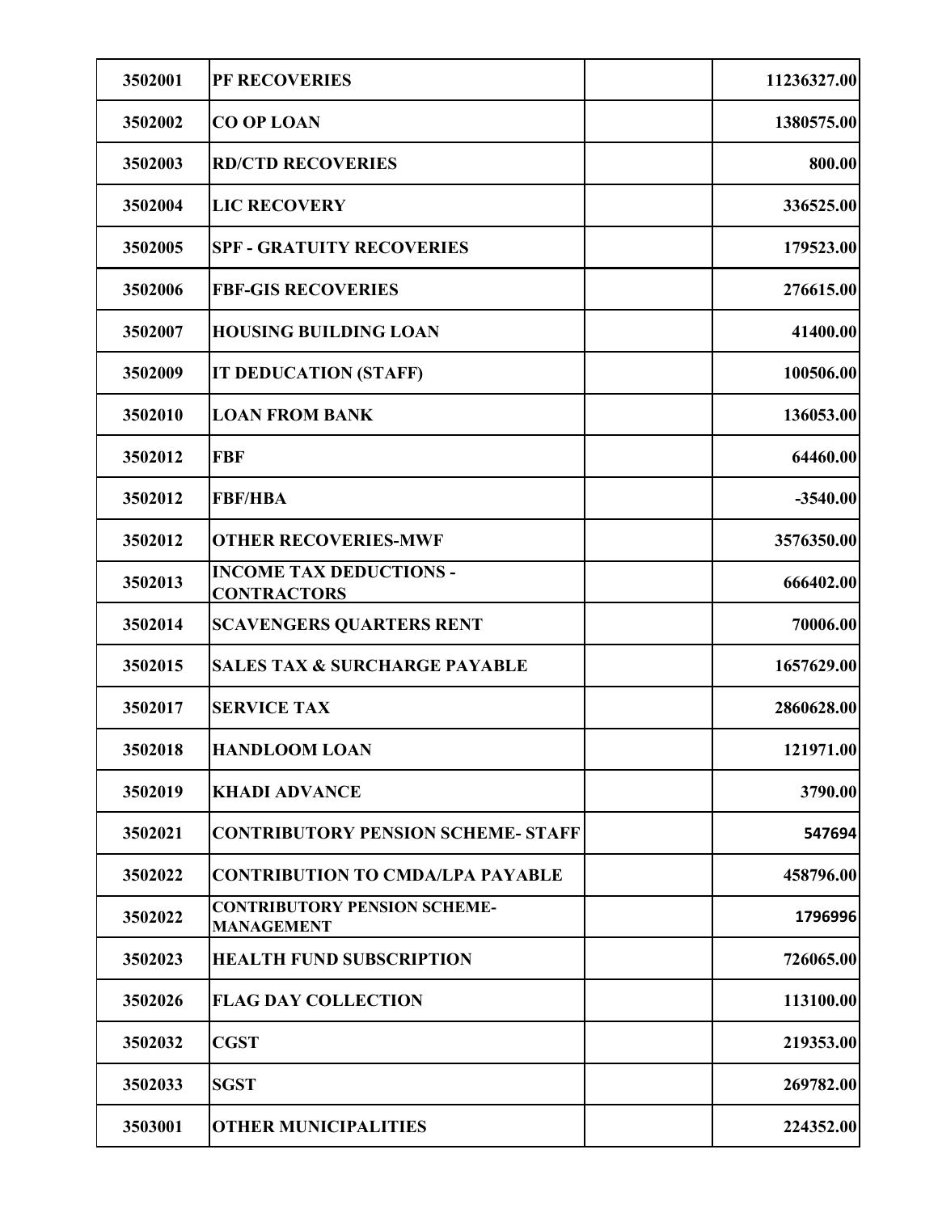| | | | |
|---|---|---|---|
| 3502001 | PF RECOVERIES | | 11236327.00 |
| 3502002 | CO OP LOAN | | 1380575.00 |
| 3502003 | RD/CTD RECOVERIES | | 800.00 |
| 3502004 | LIC RECOVERY | | 336525.00 |
| 3502005 | SPF - GRATUITY RECOVERIES | | 179523.00 |
| 3502006 | FBF-GIS RECOVERIES | | 276615.00 |
| 3502007 | HOUSING BUILDING LOAN | | 41400.00 |
| 3502009 | IT DEDUCATION (STAFF) | | 100506.00 |
| 3502010 | LOAN FROM BANK | | 136053.00 |
| 3502012 | FBF | | 64460.00 |
| 3502012 | FBF/HBA | | -3540.00 |
| 3502012 | OTHER RECOVERIES-MWF | | 3576350.00 |
| 3502013 | INCOME TAX DEDUCTIONS - CONTRACTORS | | 666402.00 |
| 3502014 | SCAVENGERS QUARTERS RENT | | 70006.00 |
| 3502015 | SALES TAX & SURCHARGE PAYABLE | | 1657629.00 |
| 3502017 | SERVICE TAX | | 2860628.00 |
| 3502018 | HANDLOOM LOAN | | 121971.00 |
| 3502019 | KHADI ADVANCE | | 3790.00 |
| 3502021 | CONTRIBUTORY PENSION SCHEME- STAFF | | 547694 |
| 3502022 | CONTRIBUTION TO CMDA/LPA PAYABLE | | 458796.00 |
| 3502022 | CONTRIBUTORY PENSION SCHEME-MANAGEMENT | | 1796996 |
| 3502023 | HEALTH FUND SUBSCRIPTION | | 726065.00 |
| 3502026 | FLAG DAY COLLECTION | | 113100.00 |
| 3502032 | CGST | | 219353.00 |
| 3502033 | SGST | | 269782.00 |
| 3503001 | OTHER MUNICIPALITIES | | 224352.00 |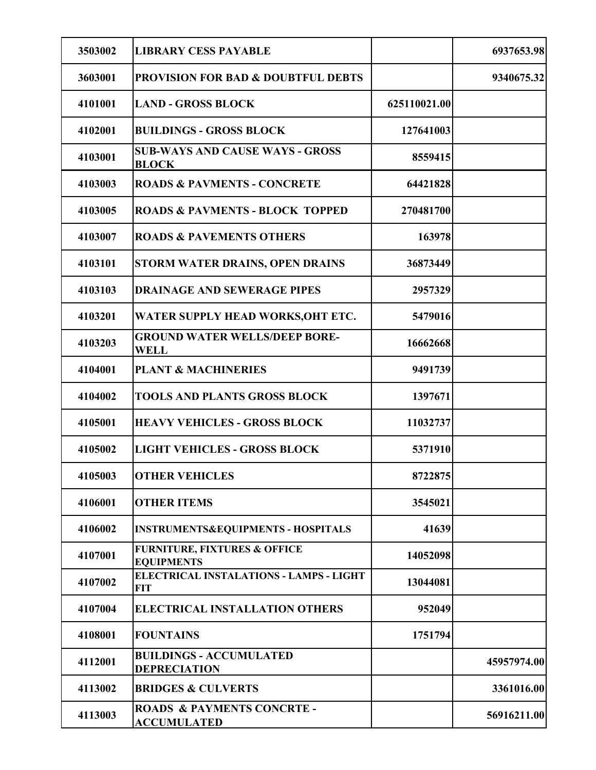| | | | |
|---|---|---|---|
| 3503002 | **LIBRARY CESS PAYABLE** | | 6937653.98 |
| 3603001 | **PROVISION FOR BAD & DOUBTFUL DEBTS** | | 9340675.32 |
| 4101001 | **LAND - GROSS BLOCK** | 625110021.00 | |
| 4102001 | **BUILDINGS - GROSS BLOCK** | 127641003 | |
| 4103001 | **SUB-WAYS AND CAUSE WAYS - GROSS BLOCK** | 8559415 | |
| 4103003 | **ROADS & PAVMENTS - CONCRETE** | 64421828 | |
| 4103005 | **ROADS & PAVMENTS - BLOCK TOPPED** | 270481700 | |
| 4103007 | **ROADS & PAVEMENTS OTHERS** | 163978 | |
| 4103101 | **STORM WATER DRAINS, OPEN DRAINS** | 36873449 | |
| 4103103 | **DRAINAGE AND SEWERAGE PIPES** | 2957329 | |
| 4103201 | **WATER SUPPLY HEAD WORKS,OHT ETC.** | 5479016 | |
| 4103203 | **GROUND WATER WELLS/DEEP BORE-WELL** | 16662668 | |
| 4104001 | **PLANT & MACHINERIES** | 9491739 | |
| 4104002 | **TOOLS AND PLANTS GROSS BLOCK** | 1397671 | |
| 4105001 | **HEAVY VEHICLES - GROSS BLOCK** | 11032737 | |
| 4105002 | **LIGHT VEHICLES - GROSS BLOCK** | 5371910 | |
| 4105003 | **OTHER VEHICLES** | 8722875 | |
| 4106001 | **OTHER ITEMS** | 3545021 | |
| 4106002 | **INSTRUMENTS&EQUIPMENTS - HOSPITALS** | 41639 | |
| 4107001 | **FURNITURE, FIXTURES & OFFICE EQUIPMENTS** | 14052098 | |
| 4107002 | **ELECTRICAL INSTALATIONS - LAMPS - LIGHT FIT** | 13044081 | |
| 4107004 | **ELECTRICAL INSTALLATION OTHERS** | 952049 | |
| 4108001 | **FOUNTAINS** | 1751794 | |
| 4112001 | **BUILDINGS - ACCUMULATED DEPRECIATION** | | 45957974.00 |
| 4113002 | **BRIDGES & CULVERTS** | | 3361016.00 |
| 4113003 | **ROADS & PAYMENTS CONCRTE - ACCUMULATED** | | 56916211.00 |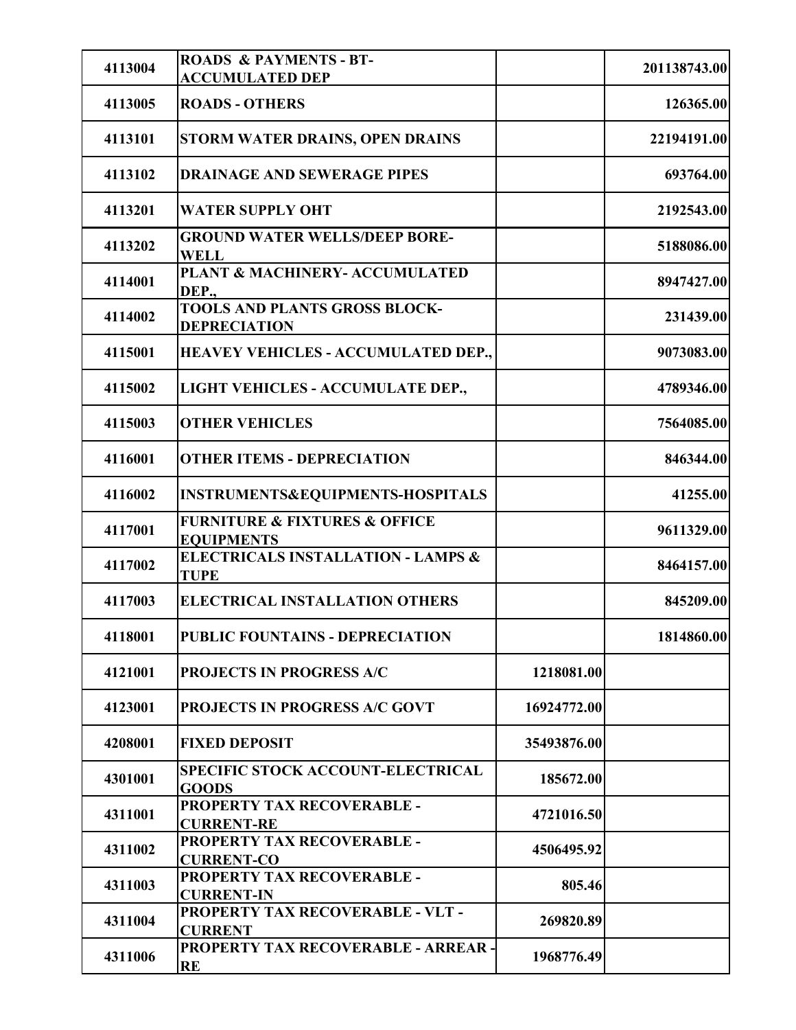| 4113004 | ROADS & PAYMENTS - BT-ACCUMULATED DEP | | 201138743.00 |
|---|---|---|---|
| 4113005 | ROADS - OTHERS | | 126365.00 |
| 4113101 | STORM WATER DRAINS, OPEN DRAINS | | 22194191.00 |
| 4113102 | DRAINAGE AND SEWERAGE PIPES | | 693764.00 |
| 4113201 | WATER SUPPLY OHT | | 2192543.00 |
| 4113202 | GROUND WATER WELLS/DEEP BORE-WELL | | 5188086.00 |
| 4114001 | PLANT & MACHINERY- ACCUMULATED DEP., | | 8947427.00 |
| 4114002 | TOOLS AND PLANTS GROSS BLOCK-DEPRECIATION | | 231439.00 |
| 4115001 | HEAVEY VEHICLES - ACCUMULATED DEP., | | 9073083.00 |
| 4115002 | LIGHT VEHICLES - ACCUMULATE DEP., | | 4789346.00 |
| 4115003 | OTHER VEHICLES | | 7564085.00 |
| 4116001 | OTHER ITEMS - DEPRECIATION | | 846344.00 |
| 4116002 | INSTRUMENTS&EQUIPMENTS-HOSPITALS | | 41255.00 |
| 4117001 | FURNITURE & FIXTURES & OFFICE EQUIPMENTS | | 9611329.00 |
| 4117002 | ELECTRICALS INSTALLATION - LAMPS & TUPE | | 8464157.00 |
| 4117003 | ELECTRICAL INSTALLATION OTHERS | | 845209.00 |
| 4118001 | PUBLIC FOUNTAINS - DEPRECIATION | | 1814860.00 |
| 4121001 | PROJECTS IN PROGRESS A/C | 1218081.00 | |
| 4123001 | PROJECTS IN PROGRESS A/C GOVT | 16924772.00 | |
| 4208001 | FIXED DEPOSIT | 35493876.00 | |
| 4301001 | SPECIFIC STOCK ACCOUNT-ELECTRICAL GOODS | 185672.00 | |
| 4311001 | PROPERTY TAX RECOVERABLE - CURRENT-RE | 4721016.50 | |
| 4311002 | PROPERTY TAX RECOVERABLE - CURRENT-CO | 4506495.92 | |
| 4311003 | PROPERTY TAX RECOVERABLE - CURRENT-IN | 805.46 | |
| 4311004 | PROPERTY TAX RECOVERABLE - VLT - CURRENT | 269820.89 | |
| 4311006 | PROPERTY TAX RECOVERABLE - ARREAR - RE | 1968776.49 | |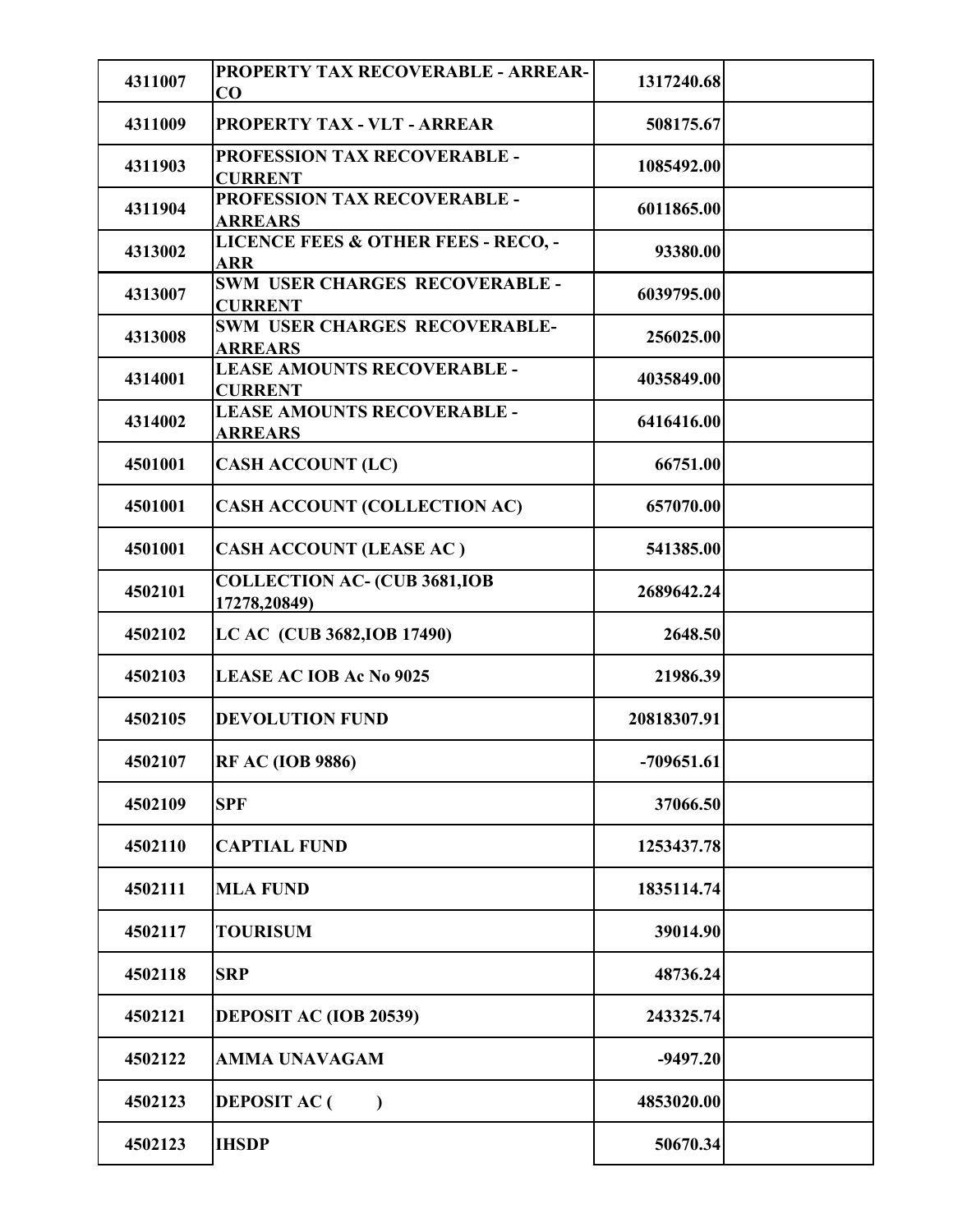| 4311007 | PROPERTY TAX RECOVERABLE - ARREAR-CO | 1317240.68 | |
|---|---|---|---|
| 4311009 | PROPERTY TAX - VLT - ARREAR | 508175.67 | |
| 4311903 | PROFESSION TAX RECOVERABLE - CURRENT | 1085492.00 | |
| 4311904 | PROFESSION TAX RECOVERABLE - ARREARS | 6011865.00 | |
| 4313002 | LICENCE FEES & OTHER FEES - RECO, - ARR | 93380.00 | |
| 4313007 | SWM USER CHARGES RECOVERABLE - CURRENT | 6039795.00 | |
| 4313008 | SWM USER CHARGES RECOVERABLE-ARREARS | 256025.00 | |
| 4314001 | LEASE AMOUNTS RECOVERABLE - CURRENT | 4035849.00 | |
| 4314002 | LEASE AMOUNTS RECOVERABLE - ARREARS | 6416416.00 | |
| 4501001 | CASH ACCOUNT (LC) | 66751.00 | |
| 4501001 | CASH ACCOUNT (COLLECTION AC) | 657070.00 | |
| 4501001 | CASH ACCOUNT (LEASE AC ) | 541385.00 | |
| 4502101 | COLLECTION AC- (CUB 3681,IOB 17278,20849) | 2689642.24 | |
| 4502102 | LC AC (CUB 3682,IOB 17490) | 2648.50 | |
| 4502103 | LEASE AC IOB Ac No 9025 | 21986.39 | |
| 4502105 | DEVOLUTION FUND | 20818307.91 | |
| 4502107 | RF AC (IOB 9886) | -709651.61 | |
| 4502109 | SPF | 37066.50 | |
| 4502110 | CAPTIAL FUND | 1253437.78 | |
| 4502111 | MLA FUND | 1835114.74 | |
| 4502117 | TOURISUM | 39014.90 | |
| 4502118 | SRP | 48736.24 | |
| 4502121 | DEPOSIT AC (IOB 20539) | 243325.74 | |
| 4502122 | AMMA UNAVAGAM | -9497.20 | |
| 4502123 | DEPOSIT AC ( ) | 4853020.00 | |
| 4502123 | IHSDP | 50670.34 | |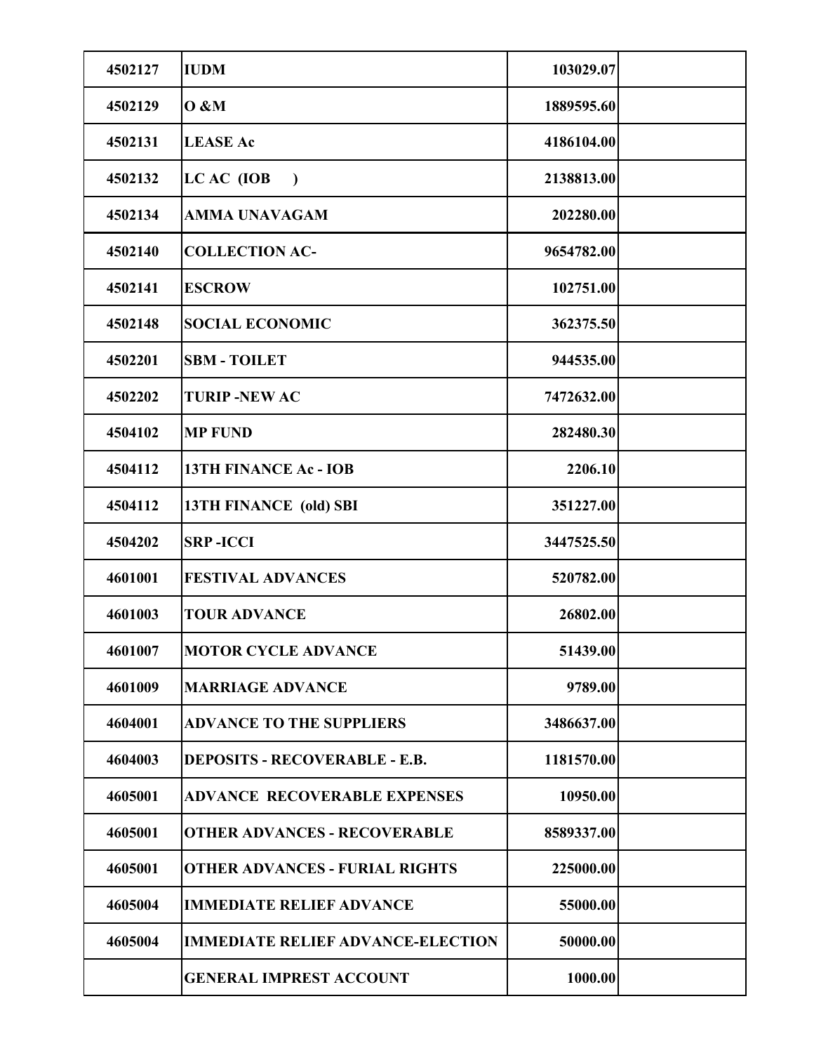| | | | |
|---|---|---|---|
| 4502127 | **IUDM** | 103029.07 | |
| 4502129 | **O &M** | 1889595.60 | |
| 4502131 | **LEASE Ac** | 4186104.00 | |
| 4502132 | **LC AC (IOB )** | 2138813.00 | |
| 4502134 | **AMMA UNAVAGAM** | 202280.00 | |
| 4502140 | **COLLECTION AC-** | 9654782.00 | |
| 4502141 | **ESCROW** | 102751.00 | |
| 4502148 | **SOCIAL ECONOMIC** | 362375.50 | |
| 4502201 | **SBM - TOILET** | 944535.00 | |
| 4502202 | **TURIP -NEW AC** | 7472632.00 | |
| 4504102 | **MP FUND** | 282480.30 | |
| 4504112 | **13TH FINANCE Ac - IOB** | 2206.10 | |
| 4504112 | **13TH FINANCE (old) SBI** | 351227.00 | |
| 4504202 | **SRP -ICCI** | 3447525.50 | |
| 4601001 | **FESTIVAL ADVANCES** | 520782.00 | |
| 4601003 | **TOUR ADVANCE** | 26802.00 | |
| 4601007 | **MOTOR CYCLE ADVANCE** | 51439.00 | |
| 4601009 | **MARRIAGE ADVANCE** | 9789.00 | |
| 4604001 | **ADVANCE TO THE SUPPLIERS** | 3486637.00 | |
| 4604003 | **DEPOSITS - RECOVERABLE - E.B.** | 1181570.00 | |
| 4605001 | **ADVANCE RECOVERABLE EXPENSES** | 10950.00 | |
| 4605001 | **OTHER ADVANCES - RECOVERABLE** | 8589337.00 | |
| 4605001 | **OTHER ADVANCES - FURIAL RIGHTS** | 225000.00 | |
| 4605004 | **IMMEDIATE RELIEF ADVANCE** | 55000.00 | |
| 4605004 | **IMMEDIATE RELIEF ADVANCE-ELECTION** | 50000.00 | |
| | **GENERAL IMPREST ACCOUNT** | 1000.00 | |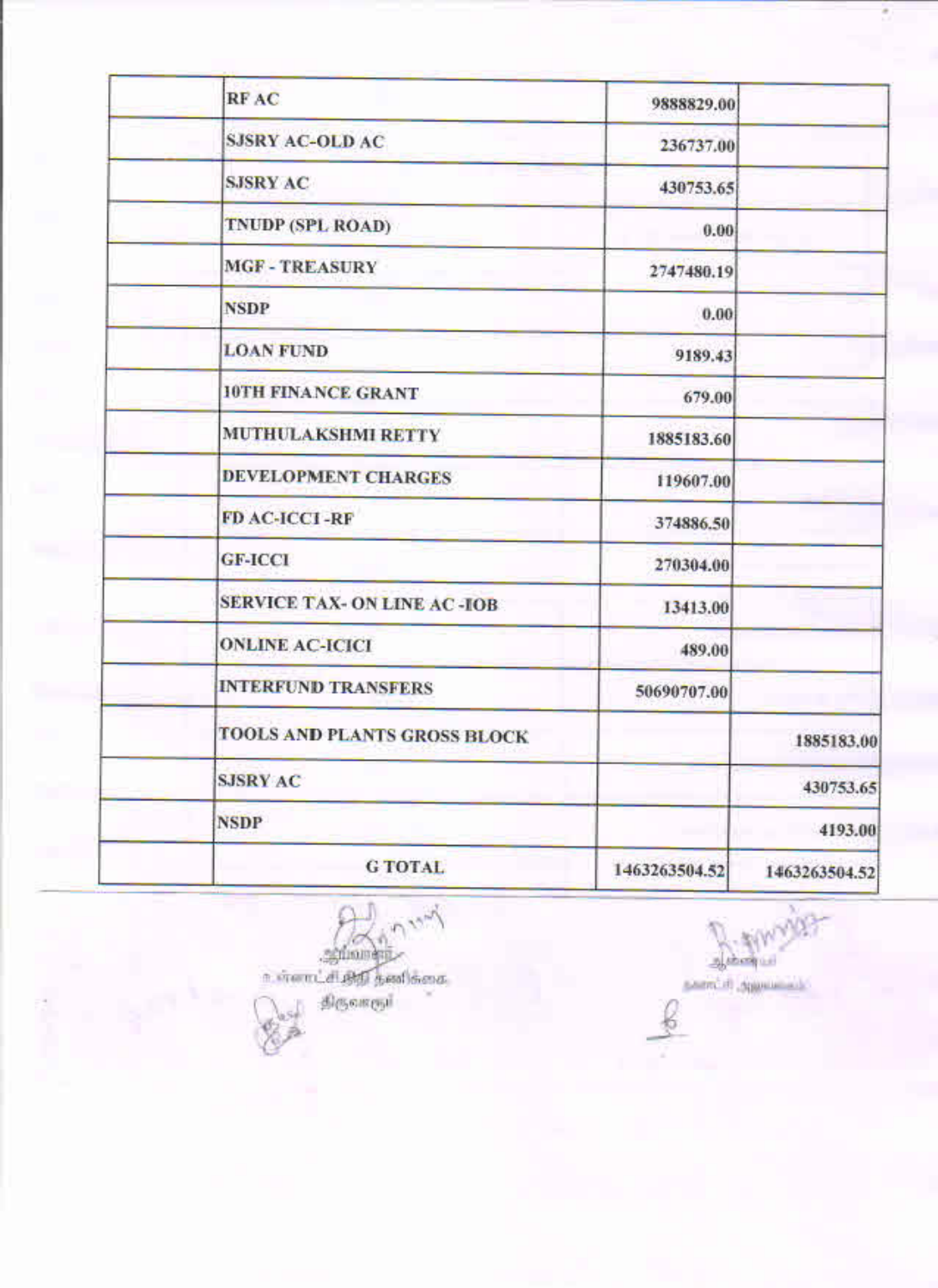| | | | |
|---|---|---|---|
| | RF AC | 9888829.00 | |
| | SJSRY AC-OLD AC | 236737.00 | |
| | SJSRY AC | 430753.65 | |
| | TNUDP (SPL ROAD) | 0.00 | |
| | MGF - TREASURY | 2747480.19 | |
| | NSDP | 0.00 | |
| | LOAN FUND | 9189.43 | |
| | 10TH FINANCE GRANT | 679.00 | |
| | MUTHULAKSHMI RETTY | 1885183.60 | |
| | DEVELOPMENT CHARGES | 119607.00 | |
| | FD AC-ICCI -RF | 374886.50 | |
| | GF-ICCI | 270304.00 | |
| | SERVICE TAX- ON LINE AC -IOB | 13413.00 | |
| | ONLINE AC-ICICI | 489.00 | |
| | INTERFUND TRANSFERS | 50690707.00 | |
| | TOOLS AND PLANTS GROSS BLOCK | | 1885183.00 |
| | SJSRY AC | | 430753.65 |
| | NSDP | | 4193.00 |
| | G TOTAL | 1463263504.52 | 1463263504.52 |

ஆணையர்
உள்ளாட்சி நிதி தணிக்கை
திருவள்ளூர்

ஆணையர்
நகராட்சி அலுவலகம்